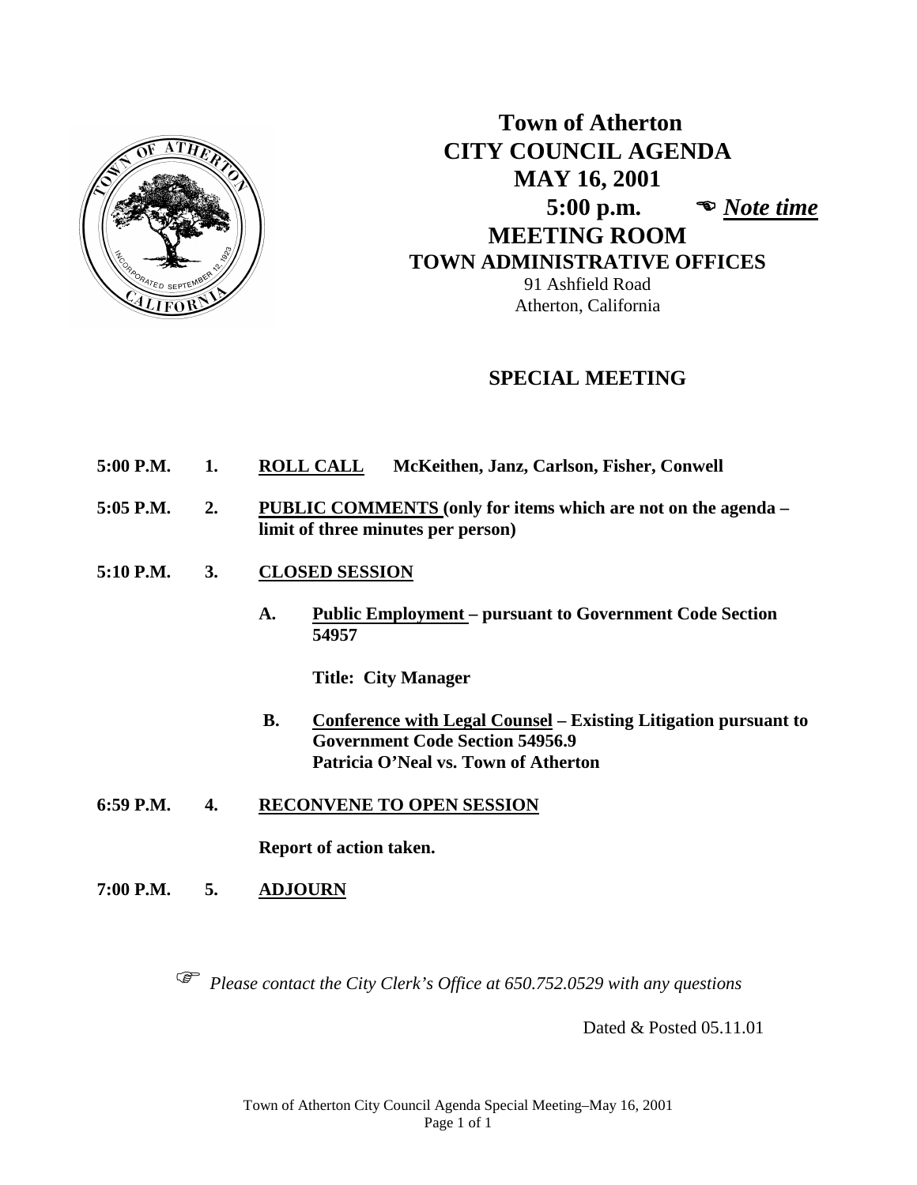# Town of Atherton
# CITY COUNCIL AGENDA
## MAY 16, 2001
## 5:00 p.m. ☜ *Note time*
## MEETING ROOM
### TOWN ADMINISTRATIVE OFFICES

91 Ashfield Road
Atherton, California

## SPECIAL MEETING

**5:00 P.M. 1. ROLL CALL McKeithen, Janz, Carlson, Fisher, Conwell**

**5:05 P.M. 2. PUBLIC COMMENTS (only for items which are not on the agenda – limit of three minutes per person)**

**5:10 P.M. 3. CLOSED SESSION**

**A. Public Employment – pursuant to Government Code Section 54957**

**Title: City Manager**

**B. Conference with Legal Counsel – Existing Litigation pursuant to Government Code Section 54956.9**
**Patricia O'Neal vs. Town of Atherton**

**6:59 P.M. 4. RECONVENE TO OPEN SESSION**

**Report of action taken.**

**7:00 P.M. 5. ADJOURN**

☞ *Please contact the City Clerk's Office at 650.752.0529 with any questions*

Dated & Posted 05.11.01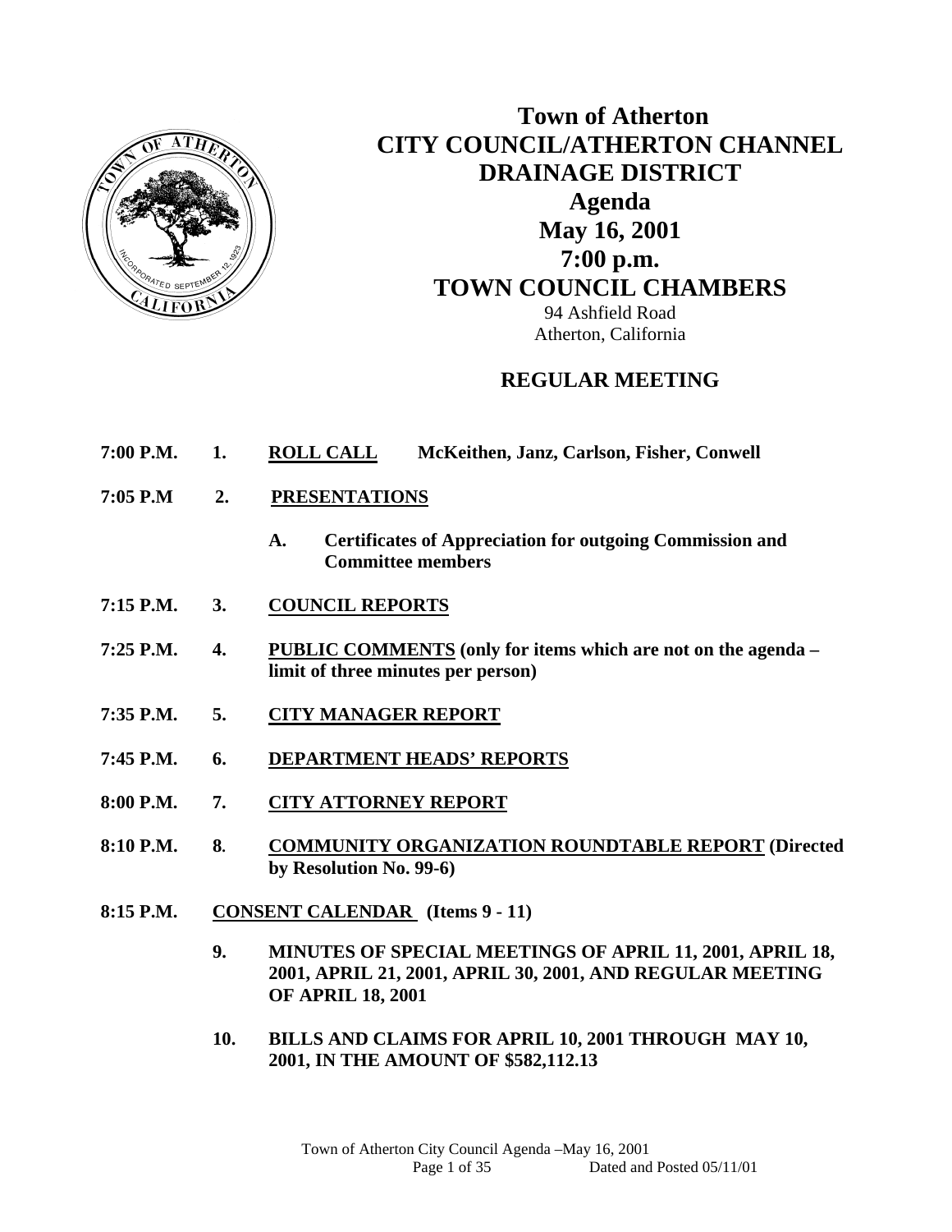# Town of Atherton
# CITY COUNCIL/ATHERTON CHANNEL DRAINAGE DISTRICT
## Agenda
## May 16, 2001
## 7:00 p.m.
## TOWN COUNCIL CHAMBERS

94 Ashfield Road
Atherton, California

## REGULAR MEETING

**7:00 P.M. 1. <u>ROLL CALL</u> McKeithen, Janz, Carlson, Fisher, Conwell**

**7:05 P.M 2. <u>PRESENTATIONS</u>**

- **A. Certificates of Appreciation for outgoing Commission and Committee members**

**7:15 P.M. 3. <u>COUNCIL REPORTS</u>**

**7:25 P.M. 4. <u>PUBLIC COMMENTS</u> (only for items which are not on the agenda – limit of three minutes per person)**

**7:35 P.M. 5. <u>CITY MANAGER REPORT</u>**

**7:45 P.M. 6. <u>DEPARTMENT HEADS' REPORTS</u>**

**8:00 P.M. 7. <u>CITY ATTORNEY REPORT</u>**

**8:10 P.M. 8. <u>COMMUNITY ORGANIZATION ROUNDTABLE REPORT</u> (Directed by Resolution No. 99-6)**

**8:15 P.M. <u>CONSENT CALENDAR</u> (Items 9 - 11)**

**9. MINUTES OF SPECIAL MEETINGS OF APRIL 11, 2001, APRIL 18, 2001, APRIL 21, 2001, APRIL 30, 2001, AND REGULAR MEETING OF APRIL 18, 2001**

**10. BILLS AND CLAIMS FOR APRIL 10, 2001 THROUGH MAY 10, 2001, IN THE AMOUNT OF $582,112.13**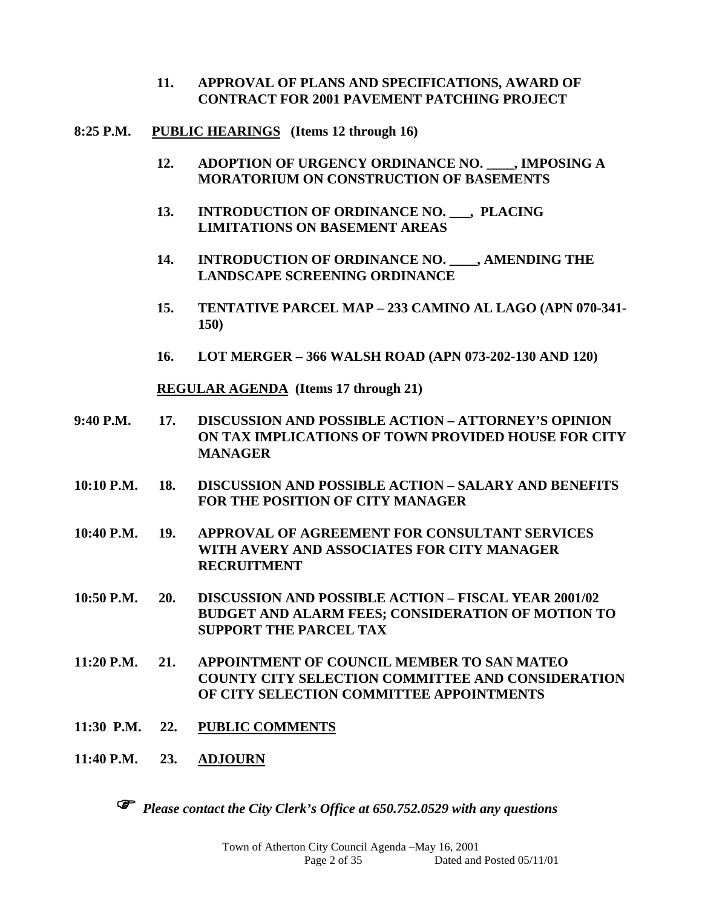**11. APPROVAL OF PLANS AND SPECIFICATIONS, AWARD OF CONTRACT FOR 2001 PAVEMENT PATCHING PROJECT**

**8:25 P.M. <u>PUBLIC HEARINGS</u> (Items 12 through 16)**

**12. ADOPTION OF URGENCY ORDINANCE NO. ____, IMPOSING A MORATORIUM ON CONSTRUCTION OF BASEMENTS**

**13. INTRODUCTION OF ORDINANCE NO. ___, PLACING LIMITATIONS ON BASEMENT AREAS**

**14. INTRODUCTION OF ORDINANCE NO. ____, AMENDING THE LANDSCAPE SCREENING ORDINANCE**

**15. TENTATIVE PARCEL MAP – 233 CAMINO AL LAGO (APN 070-341-150)**

**16. LOT MERGER – 366 WALSH ROAD (APN 073-202-130 AND 120)**

**<u>REGULAR AGENDA</u> (Items 17 through 21)**

**9:40 P.M. 17. DISCUSSION AND POSSIBLE ACTION – ATTORNEY'S OPINION ON TAX IMPLICATIONS OF TOWN PROVIDED HOUSE FOR CITY MANAGER**

**10:10 P.M. 18. DISCUSSION AND POSSIBLE ACTION – SALARY AND BENEFITS FOR THE POSITION OF CITY MANAGER**

**10:40 P.M. 19. APPROVAL OF AGREEMENT FOR CONSULTANT SERVICES WITH AVERY AND ASSOCIATES FOR CITY MANAGER RECRUITMENT**

**10:50 P.M. 20. DISCUSSION AND POSSIBLE ACTION – FISCAL YEAR 2001/02 BUDGET AND ALARM FEES; CONSIDERATION OF MOTION TO SUPPORT THE PARCEL TAX**

**11:20 P.M. 21. APPOINTMENT OF COUNCIL MEMBER TO SAN MATEO COUNTY CITY SELECTION COMMITTEE AND CONSIDERATION OF CITY SELECTION COMMITTEE APPOINTMENTS**

**11:30 P.M. 22. <u>PUBLIC COMMENTS</u>**

**11:40 P.M. 23. <u>ADJOURN</u>**

☞ ***Please contact the City Clerk's Office at 650.752.0529 with any questions***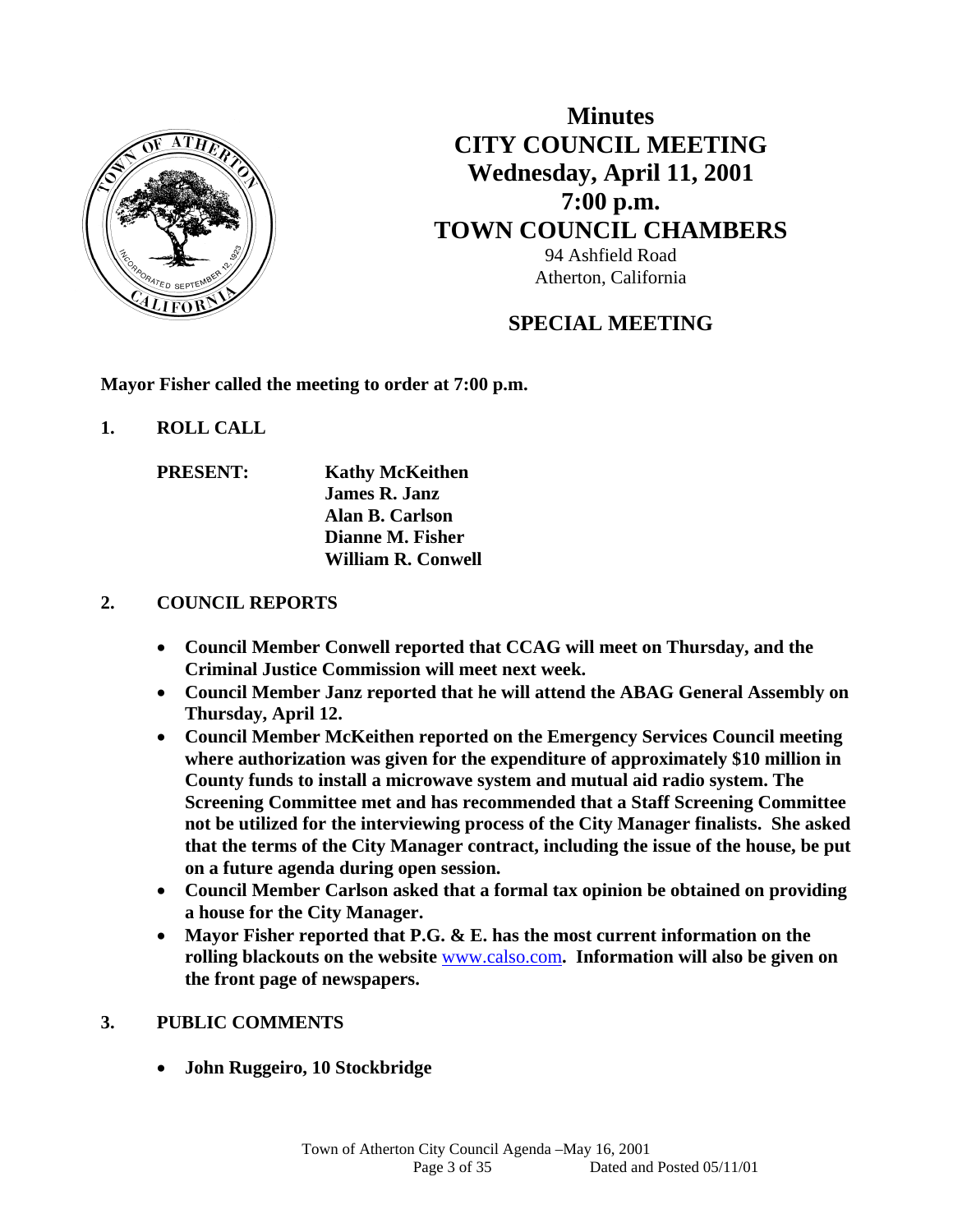# Minutes
# CITY COUNCIL MEETING
# Wednesday, April 11, 2001
# 7:00 p.m.
# TOWN COUNCIL CHAMBERS

94 Ashfield Road
Atherton, California

## SPECIAL MEETING

**Mayor Fisher called the meeting to order at 7:00 p.m.**

**1. ROLL CALL**

**PRESENT:** **Kathy McKeithen**
**James R. Janz**
**Alan B. Carlson**
**Dianne M. Fisher**
**William R. Conwell**

**2. COUNCIL REPORTS**

- **Council Member Conwell reported that CCAG will meet on Thursday, and the Criminal Justice Commission will meet next week.**
- **Council Member Janz reported that he will attend the ABAG General Assembly on Thursday, April 12.**
- **Council Member McKeithen reported on the Emergency Services Council meeting where authorization was given for the expenditure of approximately $10 million in County funds to install a microwave system and mutual aid radio system. The Screening Committee met and has recommended that a Staff Screening Committee not be utilized for the interviewing process of the City Manager finalists. She asked that the terms of the City Manager contract, including the issue of the house, be put on a future agenda during open session.**
- **Council Member Carlson asked that a formal tax opinion be obtained on providing a house for the City Manager.**
- **Mayor Fisher reported that P.G. & E. has the most current information on the rolling blackouts on the website www.calso.com. Information will also be given on the front page of newspapers.**

**3. PUBLIC COMMENTS**

- **John Ruggeiro, 10 Stockbridge**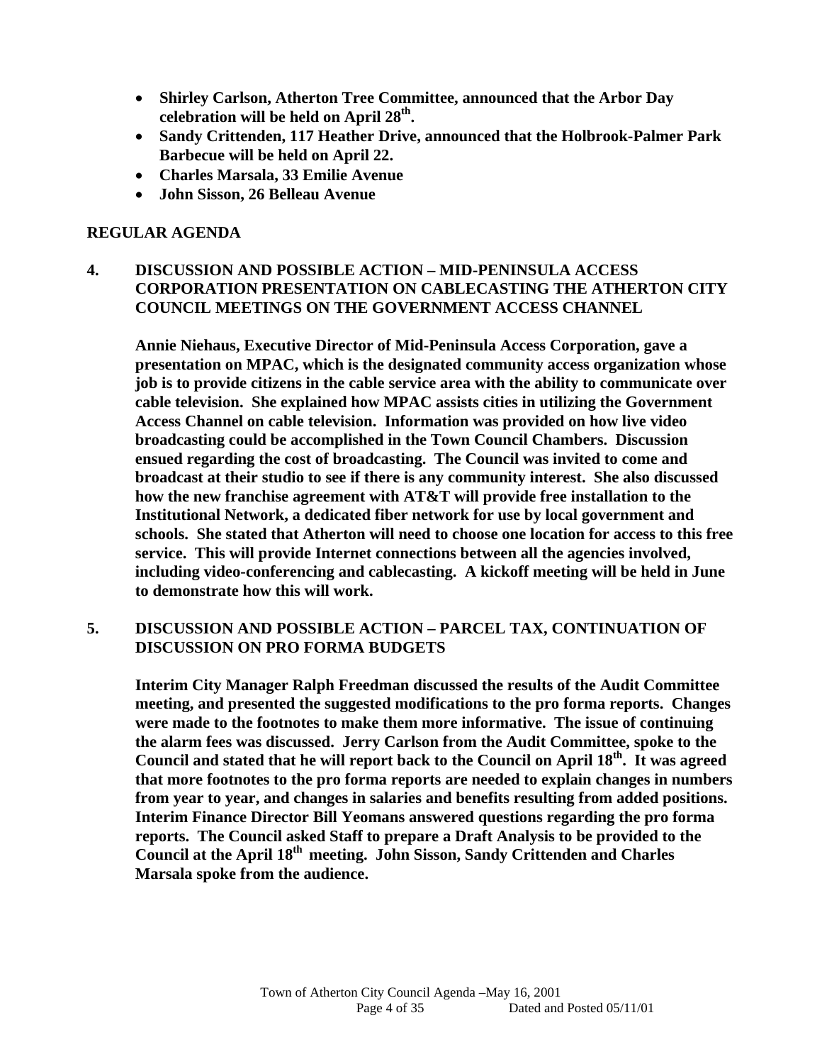- **Shirley Carlson, Atherton Tree Committee, announced that the Arbor Day celebration will be held on April 28th.**
- **Sandy Crittenden, 117 Heather Drive, announced that the Holbrook-Palmer Park Barbecue will be held on April 22.**
- **Charles Marsala, 33 Emilie Avenue**
- **John Sisson, 26 Belleau Avenue**

## REGULAR AGENDA

**4. DISCUSSION AND POSSIBLE ACTION – MID-PENINSULA ACCESS CORPORATION PRESENTATION ON CABLECASTING THE ATHERTON CITY COUNCIL MEETINGS ON THE GOVERNMENT ACCESS CHANNEL**

**Annie Niehaus, Executive Director of Mid-Peninsula Access Corporation, gave a presentation on MPAC, which is the designated community access organization whose job is to provide citizens in the cable service area with the ability to communicate over cable television. She explained how MPAC assists cities in utilizing the Government Access Channel on cable television. Information was provided on how live video broadcasting could be accomplished in the Town Council Chambers. Discussion ensued regarding the cost of broadcasting. The Council was invited to come and broadcast at their studio to see if there is any community interest. She also discussed how the new franchise agreement with AT&T will provide free installation to the Institutional Network, a dedicated fiber network for use by local government and schools. She stated that Atherton will need to choose one location for access to this free service. This will provide Internet connections between all the agencies involved, including video-conferencing and cablecasting. A kickoff meeting will be held in June to demonstrate how this will work.**

**5. DISCUSSION AND POSSIBLE ACTION – PARCEL TAX, CONTINUATION OF DISCUSSION ON PRO FORMA BUDGETS**

**Interim City Manager Ralph Freedman discussed the results of the Audit Committee meeting, and presented the suggested modifications to the pro forma reports. Changes were made to the footnotes to make them more informative. The issue of continuing the alarm fees was discussed. Jerry Carlson from the Audit Committee, spoke to the Council and stated that he will report back to the Council on April 18th. It was agreed that more footnotes to the pro forma reports are needed to explain changes in numbers from year to year, and changes in salaries and benefits resulting from added positions. Interim Finance Director Bill Yeomans answered questions regarding the pro forma reports. The Council asked Staff to prepare a Draft Analysis to be provided to the Council at the April 18th meeting. John Sisson, Sandy Crittenden and Charles Marsala spoke from the audience.**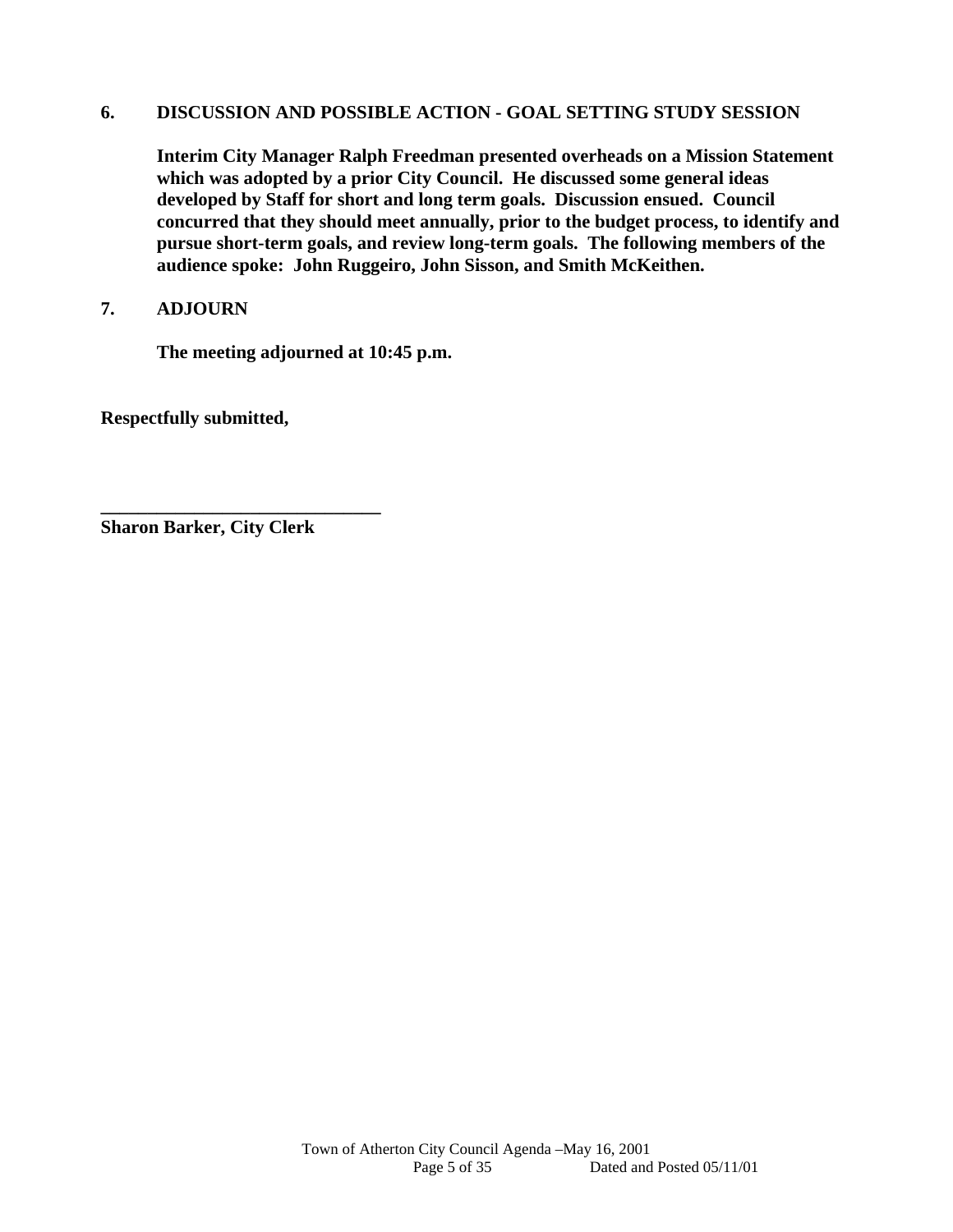**6. DISCUSSION AND POSSIBLE ACTION - GOAL SETTING STUDY SESSION**

**Interim City Manager Ralph Freedman presented overheads on a Mission Statement which was adopted by a prior City Council. He discussed some general ideas developed by Staff for short and long term goals. Discussion ensued. Council concurred that they should meet annually, prior to the budget process, to identify and pursue short-term goals, and review long-term goals. The following members of the audience spoke: John Ruggeiro, John Sisson, and Smith McKeithen.**

**7. ADJOURN**

**The meeting adjourned at 10:45 p.m.**

**Respectfully submitted,**

**_______________________________**
**Sharon Barker, City Clerk**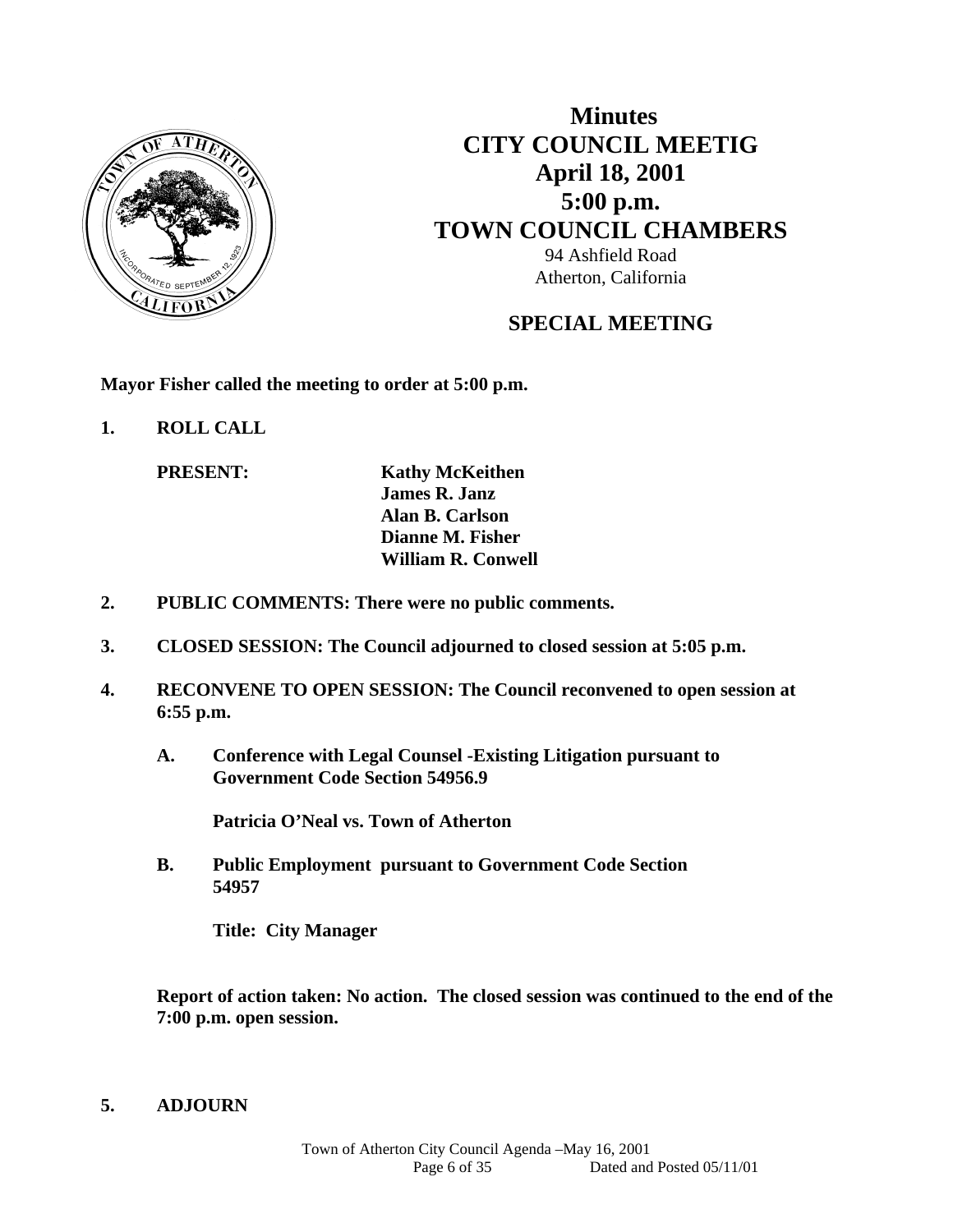# Minutes
# CITY COUNCIL MEETIG
# April 18, 2001
# 5:00 p.m.
# TOWN COUNCIL CHAMBERS

94 Ashfield Road
Atherton, California

## SPECIAL MEETING

**Mayor Fisher called the meeting to order at 5:00 p.m.**

**1. ROLL CALL**

| | |
|---|---|
| **PRESENT:** | **Kathy McKeithen** |
| | **James R. Janz** |
| | **Alan B. Carlson** |
| | **Dianne M. Fisher** |
| | **William R. Conwell** |

**2. PUBLIC COMMENTS: There were no public comments.**

**3. CLOSED SESSION: The Council adjourned to closed session at 5:05 p.m.**

**4. RECONVENE TO OPEN SESSION: The Council reconvened to open session at 6:55 p.m.**

**A. Conference with Legal Counsel -Existing Litigation pursuant to Government Code Section 54956.9**

**Patricia O'Neal vs. Town of Atherton**

**B. Public Employment pursuant to Government Code Section 54957**

**Title: City Manager**

**Report of action taken: No action. The closed session was continued to the end of the 7:00 p.m. open session.**

**5. ADJOURN**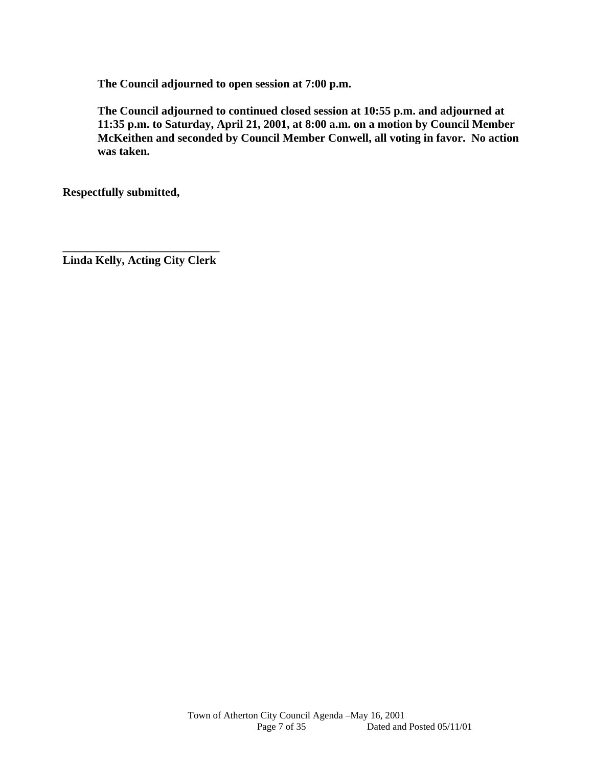**The Council adjourned to open session at 7:00 p.m.**

**The Council adjourned to continued closed session at 10:55 p.m. and adjourned at 11:35 p.m. to Saturday, April 21, 2001, at 8:00 a.m. on a motion by Council Member McKeithen and seconded by Council Member Conwell, all voting in favor. No action was taken.**

**Respectfully submitted,**

**___________________________**
**Linda Kelly, Acting City Clerk**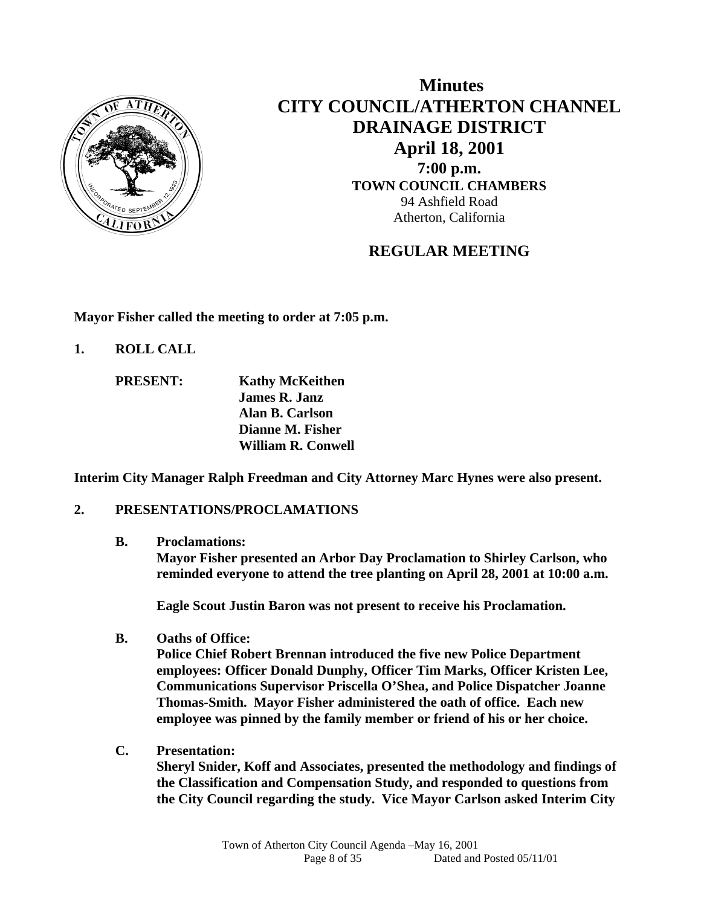# Minutes
# CITY COUNCIL/ATHERTON CHANNEL DRAINAGE DISTRICT
## April 18, 2001
### 7:00 p.m.
### TOWN COUNCIL CHAMBERS
94 Ashfield Road
Atherton, California

## REGULAR MEETING

**Mayor Fisher called the meeting to order at 7:05 p.m.**

**1. ROLL CALL**

**PRESENT:**
**Kathy McKeithen**
**James R. Janz**
**Alan B. Carlson**
**Dianne M. Fisher**
**William R. Conwell**

**Interim City Manager Ralph Freedman and City Attorney Marc Hynes were also present.**

**2. PRESENTATIONS/PROCLAMATIONS**

**B. Proclamations:**
**Mayor Fisher presented an Arbor Day Proclamation to Shirley Carlson, who reminded everyone to attend the tree planting on April 28, 2001 at 10:00 a.m.**

**Eagle Scout Justin Baron was not present to receive his Proclamation.**

**B. Oaths of Office:**
**Police Chief Robert Brennan introduced the five new Police Department employees: Officer Donald Dunphy, Officer Tim Marks, Officer Kristen Lee, Communications Supervisor Priscella O'Shea, and Police Dispatcher Joanne Thomas-Smith. Mayor Fisher administered the oath of office. Each new employee was pinned by the family member or friend of his or her choice.**

**C. Presentation:**
**Sheryl Snider, Koff and Associates, presented the methodology and findings of the Classification and Compensation Study, and responded to questions from the City Council regarding the study. Vice Mayor Carlson asked Interim City**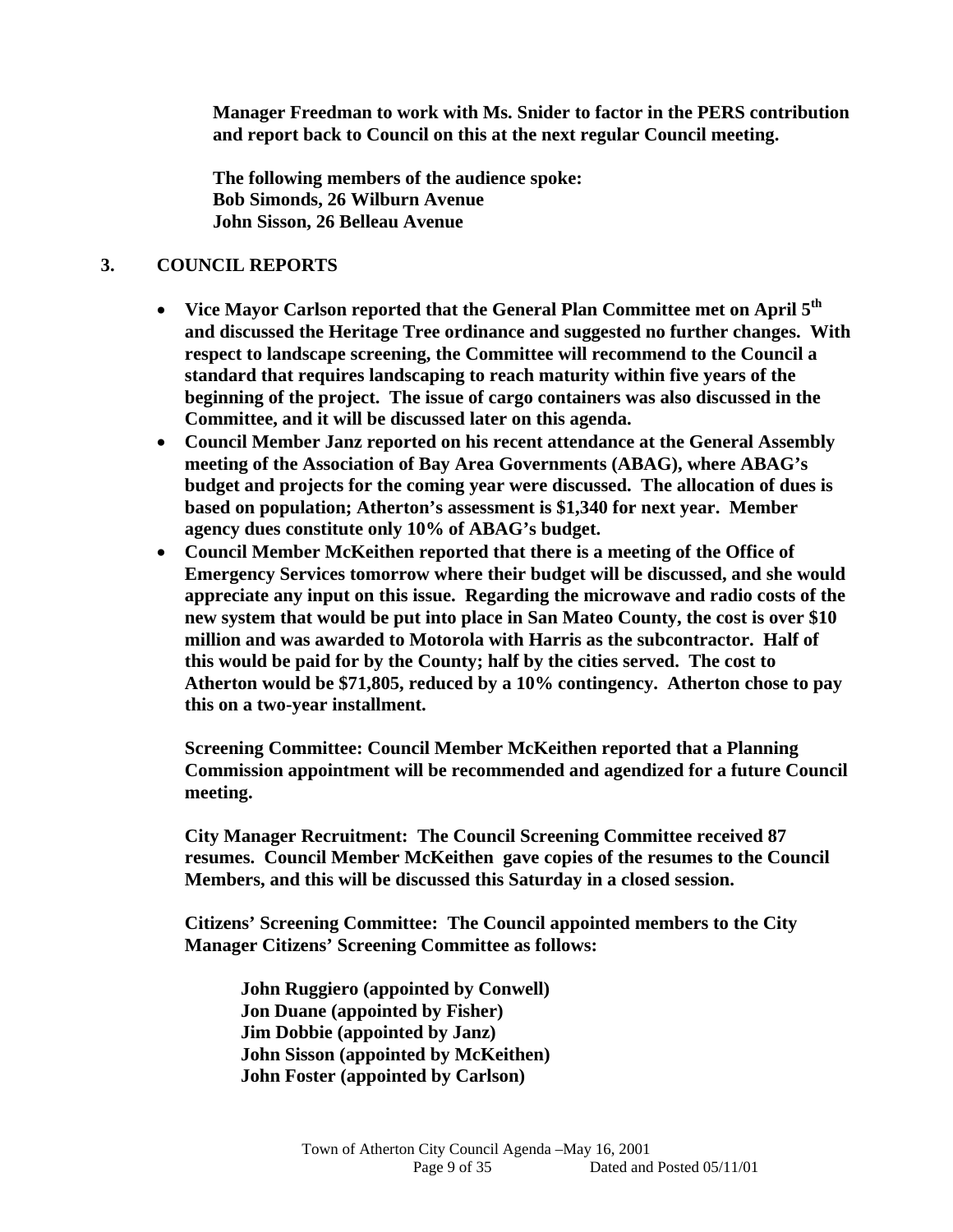**Manager Freedman to work with Ms. Snider to factor in the PERS contribution and report back to Council on this at the next regular Council meeting.**

**The following members of the audience spoke:**
**Bob Simonds, 26 Wilburn Avenue**
**John Sisson, 26 Belleau Avenue**

## 3. COUNCIL REPORTS

- **Vice Mayor Carlson reported that the General Plan Committee met on April 5th and discussed the Heritage Tree ordinance and suggested no further changes. With respect to landscape screening, the Committee will recommend to the Council a standard that requires landscaping to reach maturity within five years of the beginning of the project. The issue of cargo containers was also discussed in the Committee, and it will be discussed later on this agenda.**
- **Council Member Janz reported on his recent attendance at the General Assembly meeting of the Association of Bay Area Governments (ABAG), where ABAG's budget and projects for the coming year were discussed. The allocation of dues is based on population; Atherton's assessment is $1,340 for next year. Member agency dues constitute only 10% of ABAG's budget.**
- **Council Member McKeithen reported that there is a meeting of the Office of Emergency Services tomorrow where their budget will be discussed, and she would appreciate any input on this issue. Regarding the microwave and radio costs of the new system that would be put into place in San Mateo County, the cost is over $10 million and was awarded to Motorola with Harris as the subcontractor. Half of this would be paid for by the County; half by the cities served. The cost to Atherton would be $71,805, reduced by a 10% contingency. Atherton chose to pay this on a two-year installment.**

  **Screening Committee: Council Member McKeithen reported that a Planning Commission appointment will be recommended and agendized for a future Council meeting.**

  **City Manager Recruitment: The Council Screening Committee received 87 resumes. Council Member McKeithen gave copies of the resumes to the Council Members, and this will be discussed this Saturday in a closed session.**

  **Citizens' Screening Committee: The Council appointed members to the City Manager Citizens' Screening Committee as follows:**

  **John Ruggiero (appointed by Conwell)**
  **Jon Duane (appointed by Fisher)**
  **Jim Dobbie (appointed by Janz)**
  **John Sisson (appointed by McKeithen)**
  **John Foster (appointed by Carlson)**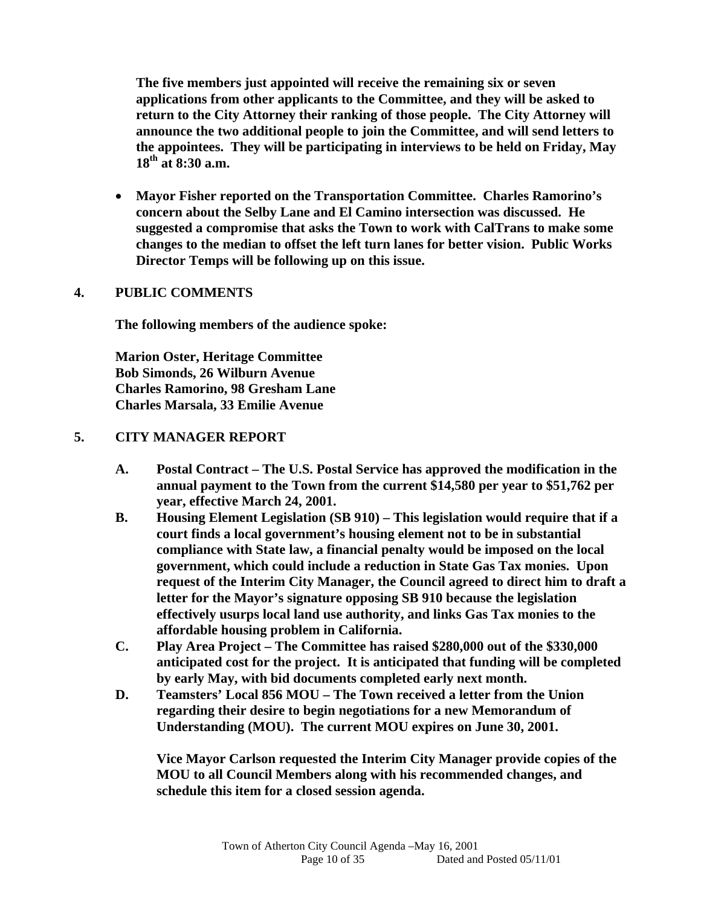**The five members just appointed will receive the remaining six or seven applications from other applicants to the Committee, and they will be asked to return to the City Attorney their ranking of those people. The City Attorney will announce the two additional people to join the Committee, and will send letters to the appointees. They will be participating in interviews to be held on Friday, May 18th at 8:30 a.m.**

- **Mayor Fisher reported on the Transportation Committee. Charles Ramorino's concern about the Selby Lane and El Camino intersection was discussed. He suggested a compromise that asks the Town to work with CalTrans to make some changes to the median to offset the left turn lanes for better vision. Public Works Director Temps will be following up on this issue.**

## 4. PUBLIC COMMENTS

**The following members of the audience spoke:**

**Marion Oster, Heritage Committee**
**Bob Simonds, 26 Wilburn Avenue**
**Charles Ramorino, 98 Gresham Lane**
**Charles Marsala, 33 Emilie Avenue**

## 5. CITY MANAGER REPORT

**A. Postal Contract – The U.S. Postal Service has approved the modification in the annual payment to the Town from the current $14,580 per year to $51,762 per year, effective March 24, 2001.**

**B. Housing Element Legislation (SB 910) – This legislation would require that if a court finds a local government's housing element not to be in substantial compliance with State law, a financial penalty would be imposed on the local government, which could include a reduction in State Gas Tax monies. Upon request of the Interim City Manager, the Council agreed to direct him to draft a letter for the Mayor's signature opposing SB 910 because the legislation effectively usurps local land use authority, and links Gas Tax monies to the affordable housing problem in California.**

**C. Play Area Project – The Committee has raised $280,000 out of the $330,000 anticipated cost for the project. It is anticipated that funding will be completed by early May, with bid documents completed early next month.**

**D. Teamsters' Local 856 MOU – The Town received a letter from the Union regarding their desire to begin negotiations for a new Memorandum of Understanding (MOU). The current MOU expires on June 30, 2001.**

**Vice Mayor Carlson requested the Interim City Manager provide copies of the MOU to all Council Members along with his recommended changes, and schedule this item for a closed session agenda.**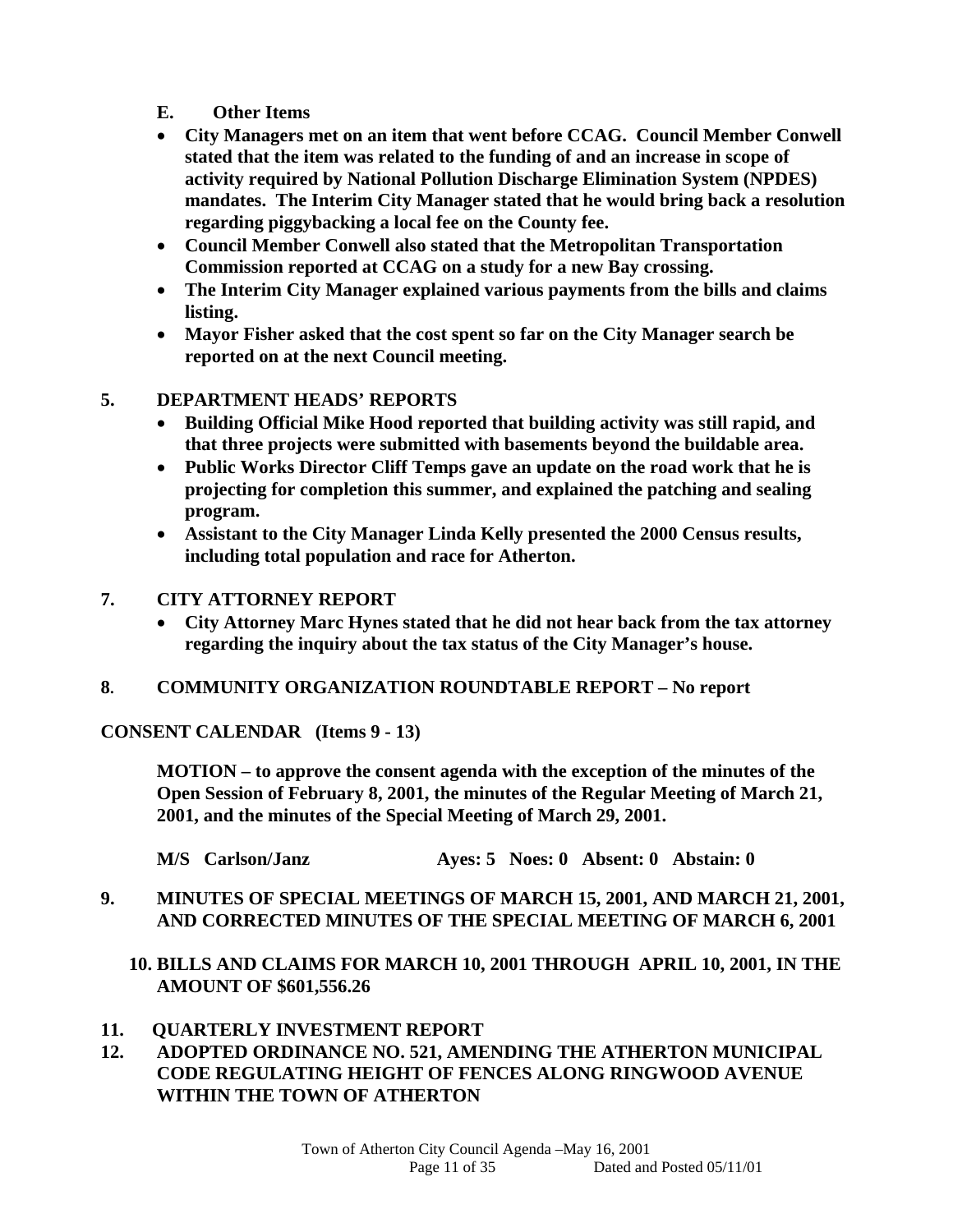**E. Other Items**

- **City Managers met on an item that went before CCAG. Council Member Conwell stated that the item was related to the funding of and an increase in scope of activity required by National Pollution Discharge Elimination System (NPDES) mandates. The Interim City Manager stated that he would bring back a resolution regarding piggybacking a local fee on the County fee.**
- **Council Member Conwell also stated that the Metropolitan Transportation Commission reported at CCAG on a study for a new Bay crossing.**
- **The Interim City Manager explained various payments from the bills and claims listing.**
- **Mayor Fisher asked that the cost spent so far on the City Manager search be reported on at the next Council meeting.**

## 5. DEPARTMENT HEADS' REPORTS

- **Building Official Mike Hood reported that building activity was still rapid, and that three projects were submitted with basements beyond the buildable area.**
- **Public Works Director Cliff Temps gave an update on the road work that he is projecting for completion this summer, and explained the patching and sealing program.**
- **Assistant to the City Manager Linda Kelly presented the 2000 Census results, including total population and race for Atherton.**

## 7. CITY ATTORNEY REPORT

- **City Attorney Marc Hynes stated that he did not hear back from the tax attorney regarding the inquiry about the tax status of the City Manager's house.**

## 8. COMMUNITY ORGANIZATION ROUNDTABLE REPORT – No report

## CONSENT CALENDAR (Items 9 - 13)

**MOTION – to approve the consent agenda with the exception of the minutes of the Open Session of February 8, 2001, the minutes of the Regular Meeting of March 21, 2001, and the minutes of the Special Meeting of March 29, 2001.**

**M/S Carlson/Janz Ayes: 5 Noes: 0 Absent: 0 Abstain: 0**

## 9. MINUTES OF SPECIAL MEETINGS OF MARCH 15, 2001, AND MARCH 21, 2001, AND CORRECTED MINUTES OF THE SPECIAL MEETING OF MARCH 6, 2001

## 10. BILLS AND CLAIMS FOR MARCH 10, 2001 THROUGH APRIL 10, 2001, IN THE AMOUNT OF $601,556.26

## 11. QUARTERLY INVESTMENT REPORT

## 12. ADOPTED ORDINANCE NO. 521, AMENDING THE ATHERTON MUNICIPAL CODE REGULATING HEIGHT OF FENCES ALONG RINGWOOD AVENUE WITHIN THE TOWN OF ATHERTON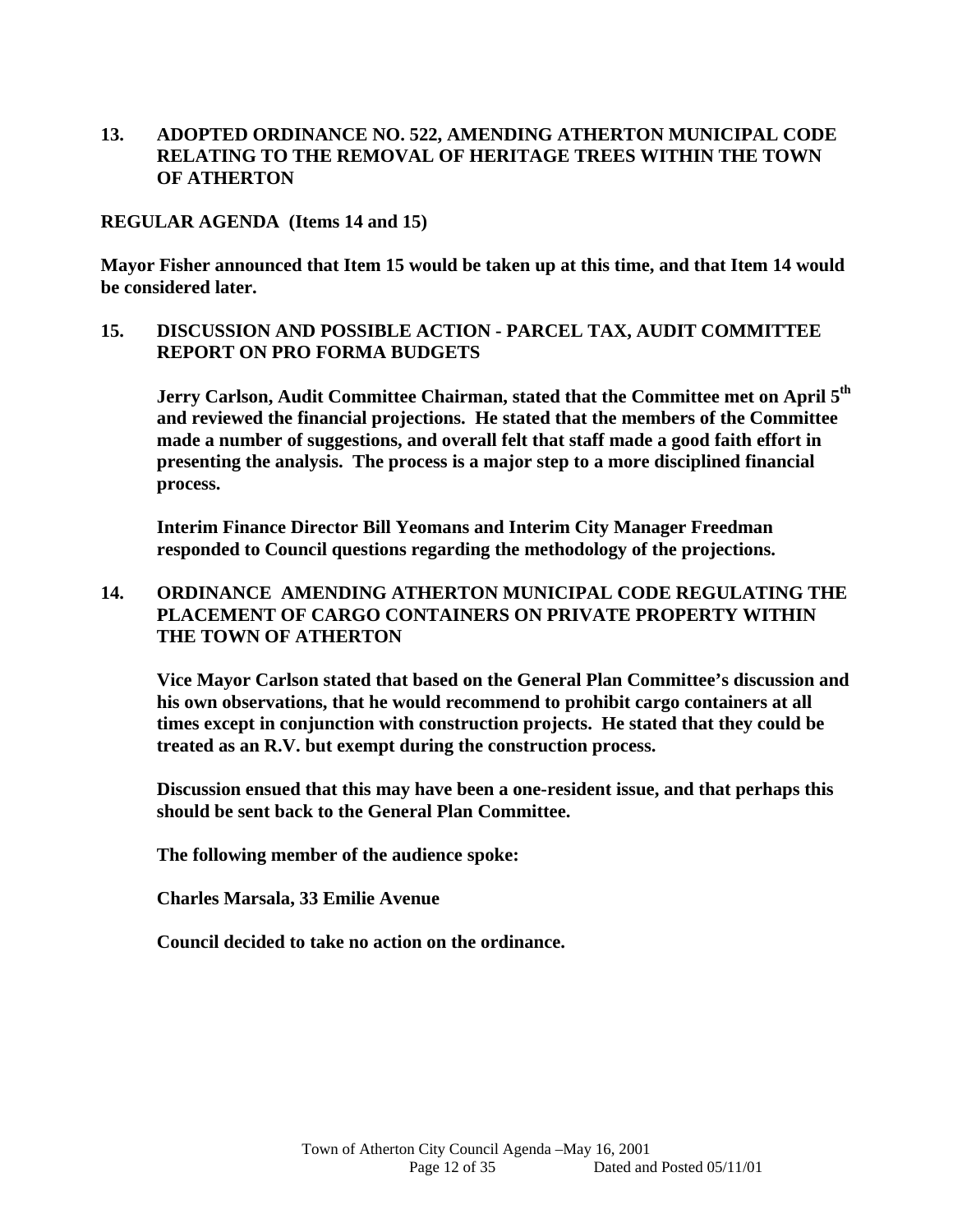**13. ADOPTED ORDINANCE NO. 522, AMENDING ATHERTON MUNICIPAL CODE RELATING TO THE REMOVAL OF HERITAGE TREES WITHIN THE TOWN OF ATHERTON**

**REGULAR AGENDA (Items 14 and 15)**

**Mayor Fisher announced that Item 15 would be taken up at this time, and that Item 14 would be considered later.**

**15. DISCUSSION AND POSSIBLE ACTION - PARCEL TAX, AUDIT COMMITTEE REPORT ON PRO FORMA BUDGETS**

**Jerry Carlson, Audit Committee Chairman, stated that the Committee met on April 5th and reviewed the financial projections. He stated that the members of the Committee made a number of suggestions, and overall felt that staff made a good faith effort in presenting the analysis. The process is a major step to a more disciplined financial process.**

**Interim Finance Director Bill Yeomans and Interim City Manager Freedman responded to Council questions regarding the methodology of the projections.**

**14. ORDINANCE AMENDING ATHERTON MUNICIPAL CODE REGULATING THE PLACEMENT OF CARGO CONTAINERS ON PRIVATE PROPERTY WITHIN THE TOWN OF ATHERTON**

**Vice Mayor Carlson stated that based on the General Plan Committee's discussion and his own observations, that he would recommend to prohibit cargo containers at all times except in conjunction with construction projects. He stated that they could be treated as an R.V. but exempt during the construction process.**

**Discussion ensued that this may have been a one-resident issue, and that perhaps this should be sent back to the General Plan Committee.**

**The following member of the audience spoke:**

**Charles Marsala, 33 Emilie Avenue**

**Council decided to take no action on the ordinance.**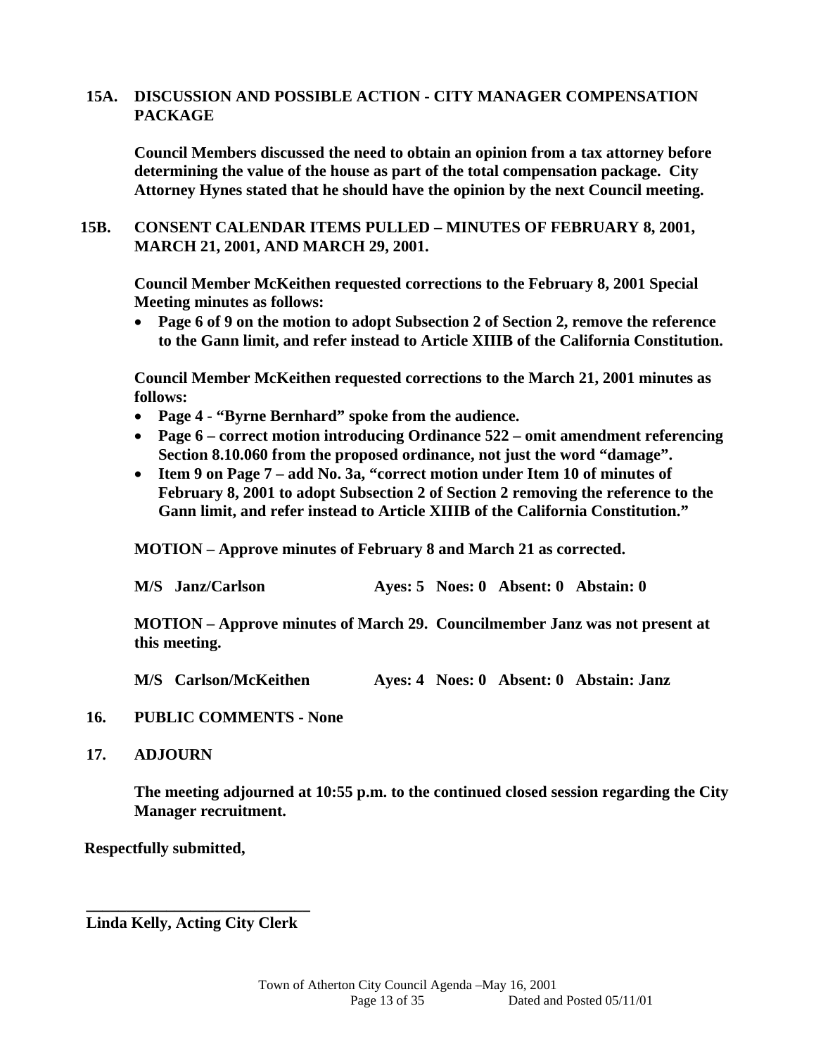**15A. DISCUSSION AND POSSIBLE ACTION - CITY MANAGER COMPENSATION PACKAGE**

**Council Members discussed the need to obtain an opinion from a tax attorney before determining the value of the house as part of the total compensation package. City Attorney Hynes stated that he should have the opinion by the next Council meeting.**

**15B. CONSENT CALENDAR ITEMS PULLED – MINUTES OF FEBRUARY 8, 2001, MARCH 21, 2001, AND MARCH 29, 2001.**

**Council Member McKeithen requested corrections to the February 8, 2001 Special Meeting minutes as follows:**

- **Page 6 of 9 on the motion to adopt Subsection 2 of Section 2, remove the reference to the Gann limit, and refer instead to Article XIIIB of the California Constitution.**

**Council Member McKeithen requested corrections to the March 21, 2001 minutes as follows:**

- **Page 4 - "Byrne Bernhard" spoke from the audience.**
- **Page 6 – correct motion introducing Ordinance 522 – omit amendment referencing Section 8.10.060 from the proposed ordinance, not just the word "damage".**
- **Item 9 on Page 7 – add No. 3a, "correct motion under Item 10 of minutes of February 8, 2001 to adopt Subsection 2 of Section 2 removing the reference to the Gann limit, and refer instead to Article XIIIB of the California Constitution."**

**MOTION – Approve minutes of February 8 and March 21 as corrected.**

**M/S Janz/Carlson Ayes: 5 Noes: 0 Absent: 0 Abstain: 0**

**MOTION – Approve minutes of March 29. Councilmember Janz was not present at this meeting.**

**M/S Carlson/McKeithen Ayes: 4 Noes: 0 Absent: 0 Abstain: Janz**

**16. PUBLIC COMMENTS - None**

**17. ADJOURN**

**The meeting adjourned at 10:55 p.m. to the continued closed session regarding the City Manager recruitment.**

**Respectfully submitted,**

**\_\_\_\_\_\_\_\_\_\_\_\_\_\_\_\_\_\_\_\_\_\_\_\_\_\_\_\_**
**Linda Kelly, Acting City Clerk**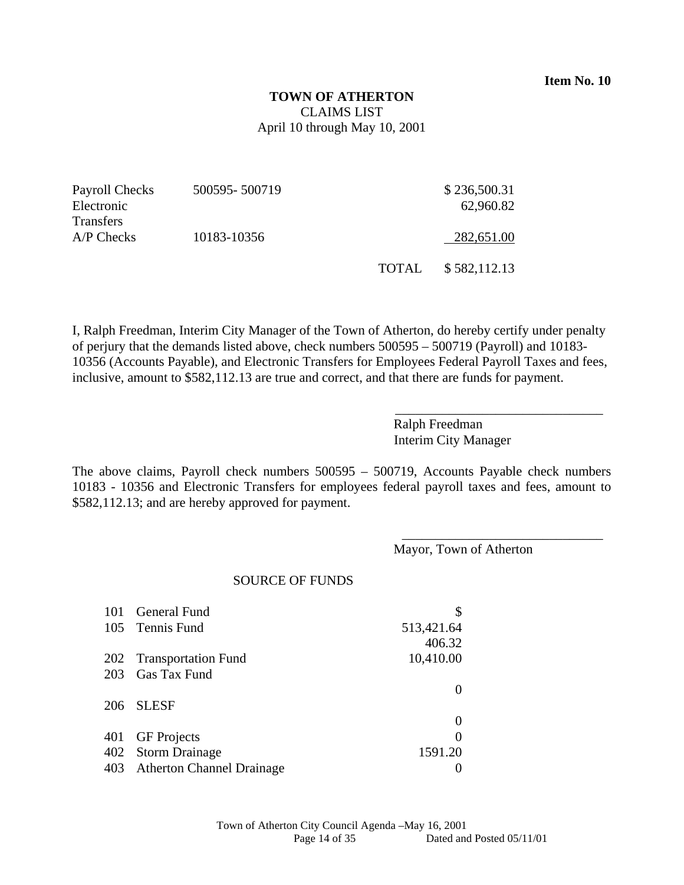**Item No. 10**

**TOWN OF ATHERTON**

CLAIMS LIST

April 10 through May 10, 2001

| | | | |
|---|---|---|---|
| Payroll Checks | 500595- 500719 | | $ 236,500.31 |
| Electronic Transfers | | | 62,960.82 |
| A/P Checks | 10183-10356 | | 282,651.00 |
| | | TOTAL | $ 582,112.13 |

I, Ralph Freedman, Interim City Manager of the Town of Atherton, do hereby certify under penalty of perjury that the demands listed above, check numbers 500595 – 500719 (Payroll) and 10183-10356 (Accounts Payable), and Electronic Transfers for Employees Federal Payroll Taxes and fees, inclusive, amount to $582,112.13 are true and correct, and that there are funds for payment.

\_\_\_\_\_\_\_\_\_\_\_\_\_\_\_\_\_\_\_\_\_\_\_\_\_\_\_\_\_\_\_

Ralph Freedman
Interim City Manager

The above claims, Payroll check numbers 500595 – 500719, Accounts Payable check numbers 10183 - 10356 and Electronic Transfers for employees federal payroll taxes and fees, amount to $582,112.13; and are hereby approved for payment.

\_\_\_\_\_\_\_\_\_\_\_\_\_\_\_\_\_\_\_\_\_\_\_\_\_\_\_\_\_\_\_

Mayor, Town of Atherton

SOURCE OF FUNDS

| | | |
|---|---|---|
| 101 | General Fund | $ 513,421.64 |
| 105 | Tennis Fund | 406.32 |
| 202 | Transportation Fund | 10,410.00 |
| 203 | Gas Tax Fund | 0 |
| 206 | SLESF | 0 |
| 401 | GF Projects | 0 |
| 402 | Storm Drainage | 1591.20 |
| 403 | Atherton Channel Drainage | 0 |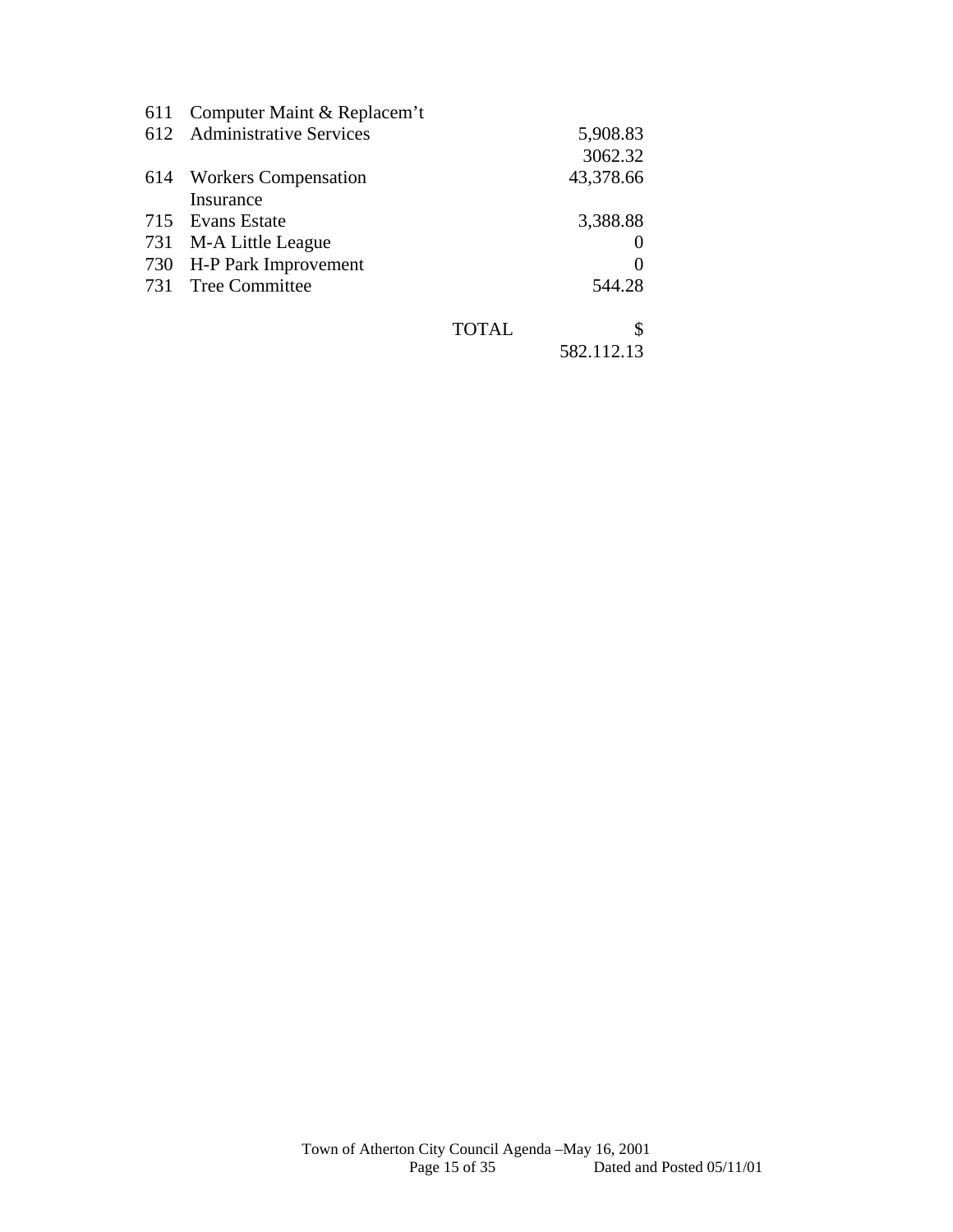| | | | |
|---|---|---|---|
| 611 | Computer Maint & Replacem’t | | |
| 612 | Administrative Services | | 5,908.83 |
| | | | 3062.32 |
| 614 | Workers Compensation Insurance | | 43,378.66 |
| 715 | Evans Estate | | 3,388.88 |
| 731 | M-A Little League | | 0 |
| 730 | H-P Park Improvement | | 0 |
| 731 | Tree Committee | | 544.28 |
| | | TOTAL | $ 582.112.13 |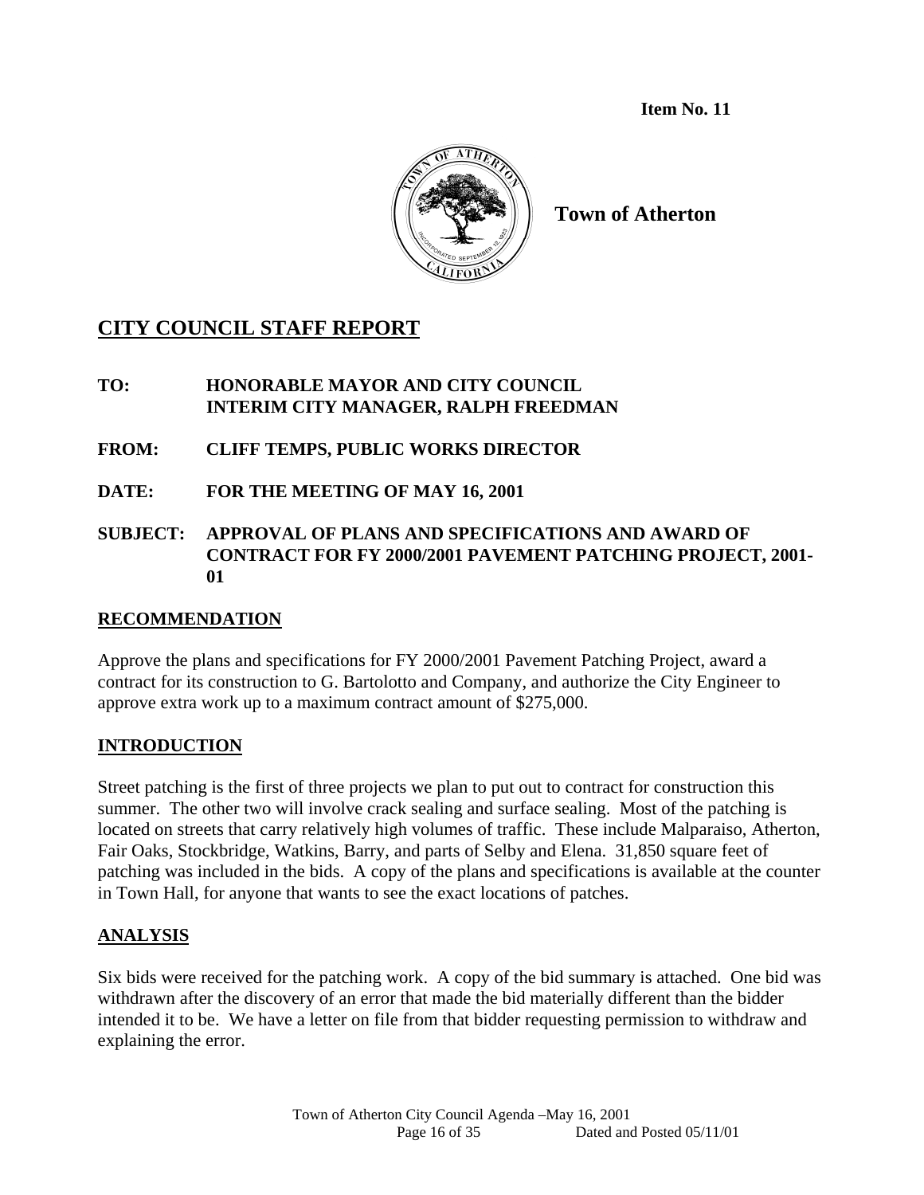**Item No. 11**

**Town of Atherton**

## CITY COUNCIL STAFF REPORT

**TO:** HONORABLE MAYOR AND CITY COUNCIL
INTERIM CITY MANAGER, RALPH FREEDMAN

**FROM:** CLIFF TEMPS, PUBLIC WORKS DIRECTOR

**DATE:** FOR THE MEETING OF MAY 16, 2001

**SUBJECT:** APPROVAL OF PLANS AND SPECIFICATIONS AND AWARD OF CONTRACT FOR FY 2000/2001 PAVEMENT PATCHING PROJECT, 2001-01

### RECOMMENDATION

Approve the plans and specifications for FY 2000/2001 Pavement Patching Project, award a contract for its construction to G. Bartolotto and Company, and authorize the City Engineer to approve extra work up to a maximum contract amount of $275,000.

### INTRODUCTION

Street patching is the first of three projects we plan to put out to contract for construction this summer. The other two will involve crack sealing and surface sealing. Most of the patching is located on streets that carry relatively high volumes of traffic. These include Malparaiso, Atherton, Fair Oaks, Stockbridge, Watkins, Barry, and parts of Selby and Elena. 31,850 square feet of patching was included in the bids. A copy of the plans and specifications is available at the counter in Town Hall, for anyone that wants to see the exact locations of patches.

### ANALYSIS

Six bids were received for the patching work. A copy of the bid summary is attached. One bid was withdrawn after the discovery of an error that made the bid materially different than the bidder intended it to be. We have a letter on file from that bidder requesting permission to withdraw and explaining the error.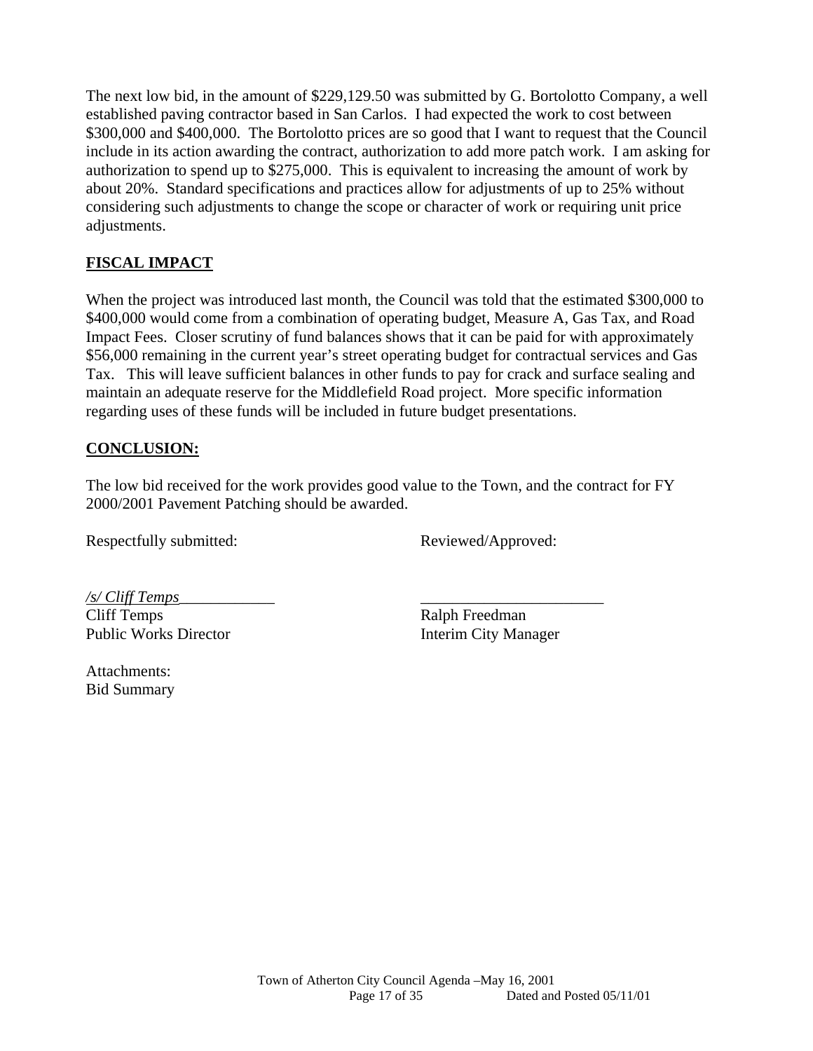The next low bid, in the amount of $229,129.50 was submitted by G. Bortolotto Company, a well established paving contractor based in San Carlos. I had expected the work to cost between $300,000 and $400,000. The Bortolotto prices are so good that I want to request that the Council include in its action awarding the contract, authorization to add more patch work. I am asking for authorization to spend up to $275,000. This is equivalent to increasing the amount of work by about 20%. Standard specifications and practices allow for adjustments of up to 25% without considering such adjustments to change the scope or character of work or requiring unit price adjustments.

**FISCAL IMPACT**

When the project was introduced last month, the Council was told that the estimated $300,000 to $400,000 would come from a combination of operating budget, Measure A, Gas Tax, and Road Impact Fees. Closer scrutiny of fund balances shows that it can be paid for with approximately $56,000 remaining in the current year's street operating budget for contractual services and Gas Tax. This will leave sufficient balances in other funds to pay for crack and surface sealing and maintain an adequate reserve for the Middlefield Road project. More specific information regarding uses of these funds will be included in future budget presentations.

**CONCLUSION:**

The low bid received for the work provides good value to the Town, and the contract for FY 2000/2001 Pavement Patching should be awarded.

Respectfully submitted: Reviewed/Approved:

*/s/ Cliff Temps*____________ _______________________

Cliff Temps
Public Works Director

Ralph Freedman
Interim City Manager

Attachments:
Bid Summary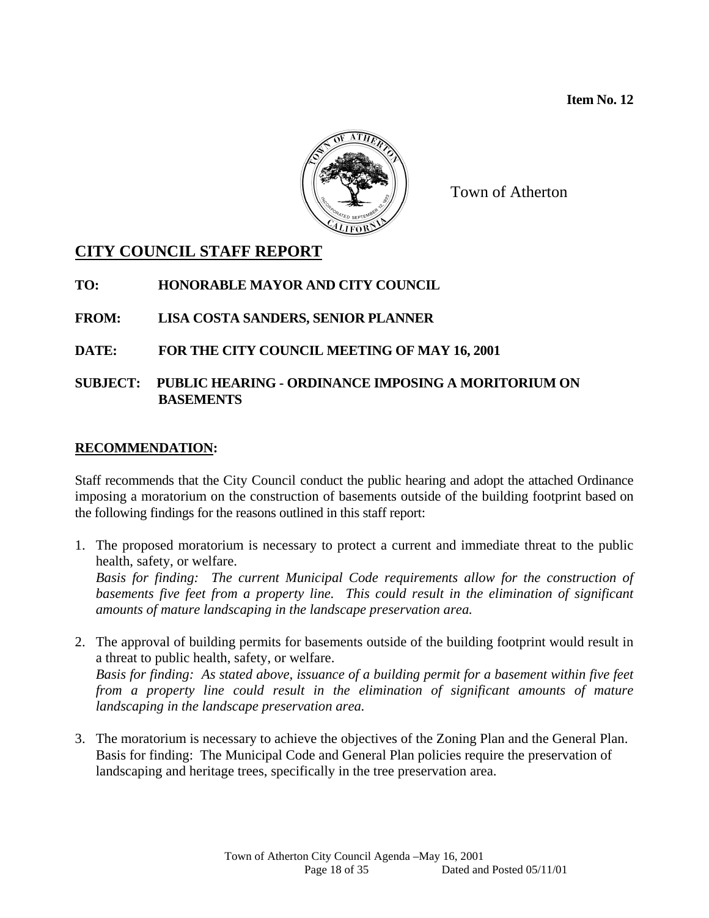**Item No. 12**

Town of Atherton

## CITY COUNCIL STAFF REPORT

**TO:** HONORABLE MAYOR AND CITY COUNCIL

**FROM:** LISA COSTA SANDERS, SENIOR PLANNER

**DATE:** FOR THE CITY COUNCIL MEETING OF MAY 16, 2001

**SUBJECT:** PUBLIC HEARING - ORDINANCE IMPOSING A MORITORIUM ON BASEMENTS

### RECOMMENDATION:

Staff recommends that the City Council conduct the public hearing and adopt the attached Ordinance imposing a moratorium on the construction of basements outside of the building footprint based on the following findings for the reasons outlined in this staff report:

1. The proposed moratorium is necessary to protect a current and immediate threat to the public health, safety, or welfare.
   *Basis for finding: The current Municipal Code requirements allow for the construction of basements five feet from a property line. This could result in the elimination of significant amounts of mature landscaping in the landscape preservation area.*

2. The approval of building permits for basements outside of the building footprint would result in a threat to public health, safety, or welfare.
   *Basis for finding: As stated above, issuance of a building permit for a basement within five feet from a property line could result in the elimination of significant amounts of mature landscaping in the landscape preservation area.*

3. The moratorium is necessary to achieve the objectives of the Zoning Plan and the General Plan.
   Basis for finding: The Municipal Code and General Plan policies require the preservation of landscaping and heritage trees, specifically in the tree preservation area.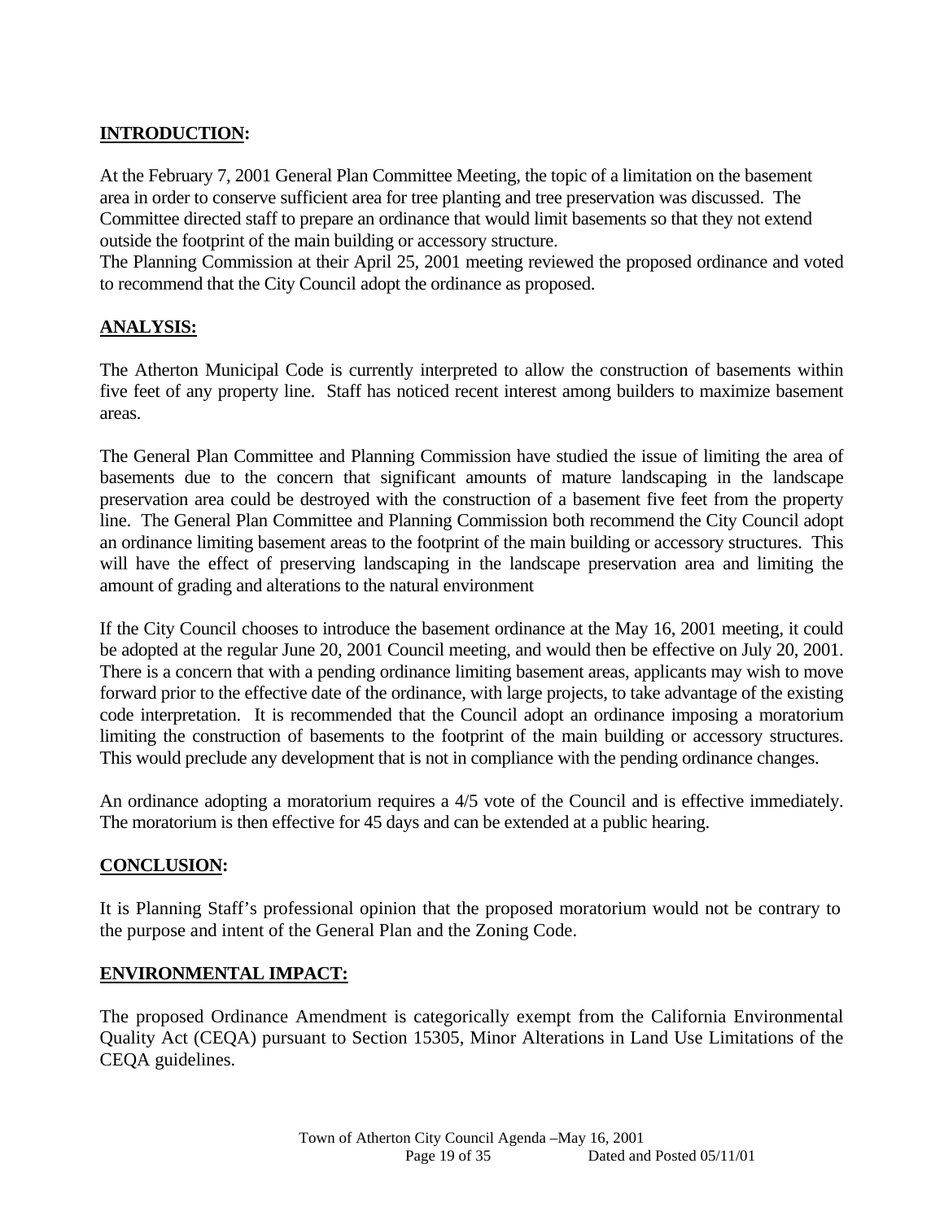**INTRODUCTION:**

At the February 7, 2001 General Plan Committee Meeting, the topic of a limitation on the basement area in order to conserve sufficient area for tree planting and tree preservation was discussed. The Committee directed staff to prepare an ordinance that would limit basements so that they not extend outside the footprint of the main building or accessory structure.

The Planning Commission at their April 25, 2001 meeting reviewed the proposed ordinance and voted to recommend that the City Council adopt the ordinance as proposed.

**ANALYSIS:**

The Atherton Municipal Code is currently interpreted to allow the construction of basements within five feet of any property line. Staff has noticed recent interest among builders to maximize basement areas.

The General Plan Committee and Planning Commission have studied the issue of limiting the area of basements due to the concern that significant amounts of mature landscaping in the landscape preservation area could be destroyed with the construction of a basement five feet from the property line. The General Plan Committee and Planning Commission both recommend the City Council adopt an ordinance limiting basement areas to the footprint of the main building or accessory structures. This will have the effect of preserving landscaping in the landscape preservation area and limiting the amount of grading and alterations to the natural environment

If the City Council chooses to introduce the basement ordinance at the May 16, 2001 meeting, it could be adopted at the regular June 20, 2001 Council meeting, and would then be effective on July 20, 2001. There is a concern that with a pending ordinance limiting basement areas, applicants may wish to move forward prior to the effective date of the ordinance, with large projects, to take advantage of the existing code interpretation. It is recommended that the Council adopt an ordinance imposing a moratorium limiting the construction of basements to the footprint of the main building or accessory structures. This would preclude any development that is not in compliance with the pending ordinance changes.

An ordinance adopting a moratorium requires a 4/5 vote of the Council and is effective immediately. The moratorium is then effective for 45 days and can be extended at a public hearing.

**CONCLUSION:**

It is Planning Staff's professional opinion that the proposed moratorium would not be contrary to the purpose and intent of the General Plan and the Zoning Code.

**ENVIRONMENTAL IMPACT:**

The proposed Ordinance Amendment is categorically exempt from the California Environmental Quality Act (CEQA) pursuant to Section 15305, Minor Alterations in Land Use Limitations of the CEQA guidelines.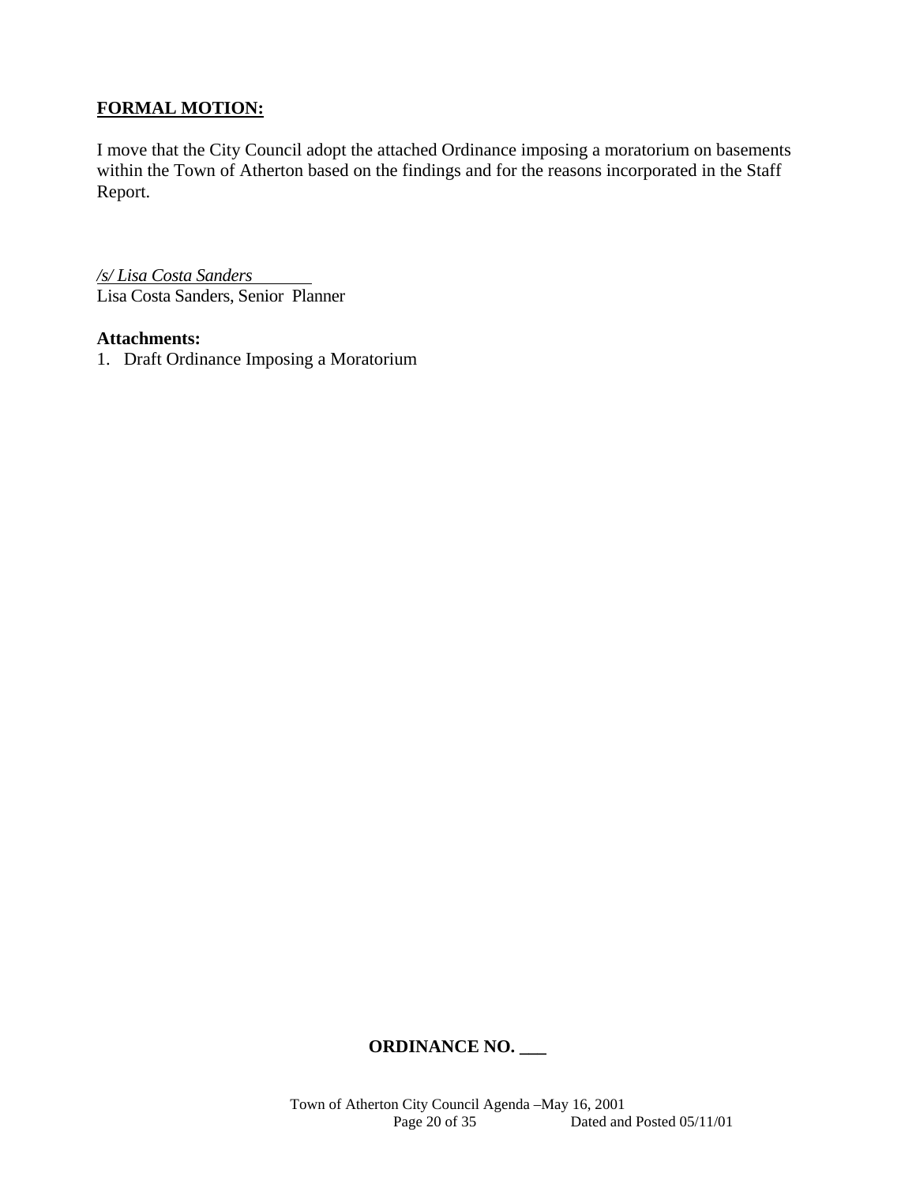**FORMAL MOTION:**

I move that the City Council adopt the attached Ordinance imposing a moratorium on basements within the Town of Atherton based on the findings and for the reasons incorporated in the Staff Report.

*/s/ Lisa Costa Sanders*
Lisa Costa Sanders, Senior Planner

**Attachments:**
1. Draft Ordinance Imposing a Moratorium

**ORDINANCE NO. ___**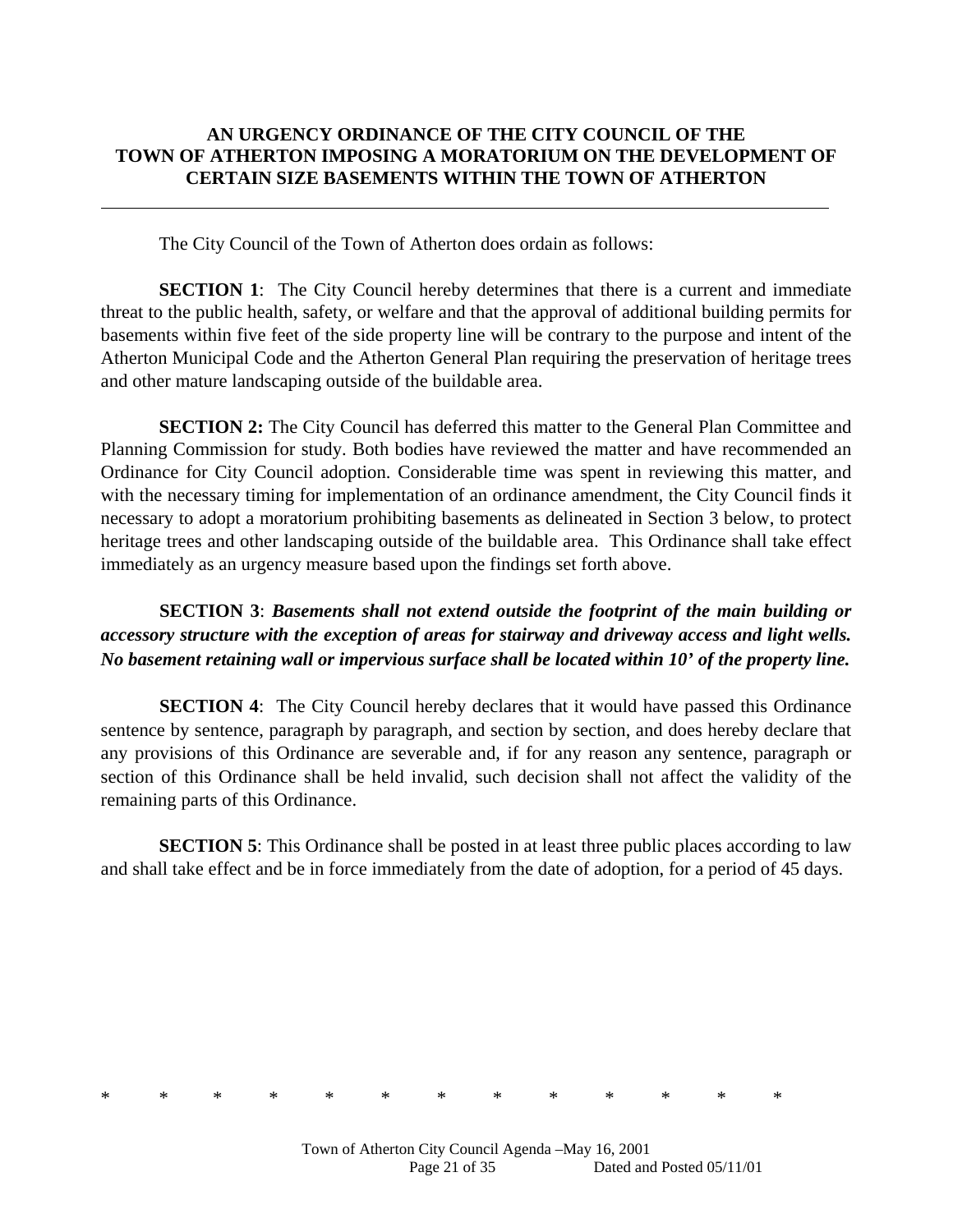# AN URGENCY ORDINANCE OF THE CITY COUNCIL OF THE TOWN OF ATHERTON IMPOSING A MORATORIUM ON THE DEVELOPMENT OF CERTAIN SIZE BASEMENTS WITHIN THE TOWN OF ATHERTON

---

The City Council of the Town of Atherton does ordain as follows:

**SECTION 1**: The City Council hereby determines that there is a current and immediate threat to the public health, safety, or welfare and that the approval of additional building permits for basements within five feet of the side property line will be contrary to the purpose and intent of the Atherton Municipal Code and the Atherton General Plan requiring the preservation of heritage trees and other mature landscaping outside of the buildable area.

**SECTION 2:** The City Council has deferred this matter to the General Plan Committee and Planning Commission for study. Both bodies have reviewed the matter and have recommended an Ordinance for City Council adoption. Considerable time was spent in reviewing this matter, and with the necessary timing for implementation of an ordinance amendment, the City Council finds it necessary to adopt a moratorium prohibiting basements as delineated in Section 3 below, to protect heritage trees and other landscaping outside of the buildable area. This Ordinance shall take effect immediately as an urgency measure based upon the findings set forth above.

**SECTION 3**: ***Basements shall not extend outside the footprint of the main building or accessory structure with the exception of areas for stairway and driveway access and light wells. No basement retaining wall or impervious surface shall be located within 10' of the property line.***

**SECTION 4**: The City Council hereby declares that it would have passed this Ordinance sentence by sentence, paragraph by paragraph, and section by section, and does hereby declare that any provisions of this Ordinance are severable and, if for any reason any sentence, paragraph or section of this Ordinance shall be held invalid, such decision shall not affect the validity of the remaining parts of this Ordinance.

**SECTION 5**: This Ordinance shall be posted in at least three public places according to law and shall take effect and be in force immediately from the date of adoption, for a period of 45 days.

\* \* \* \* \* \* \* \* \* \* \* \* \*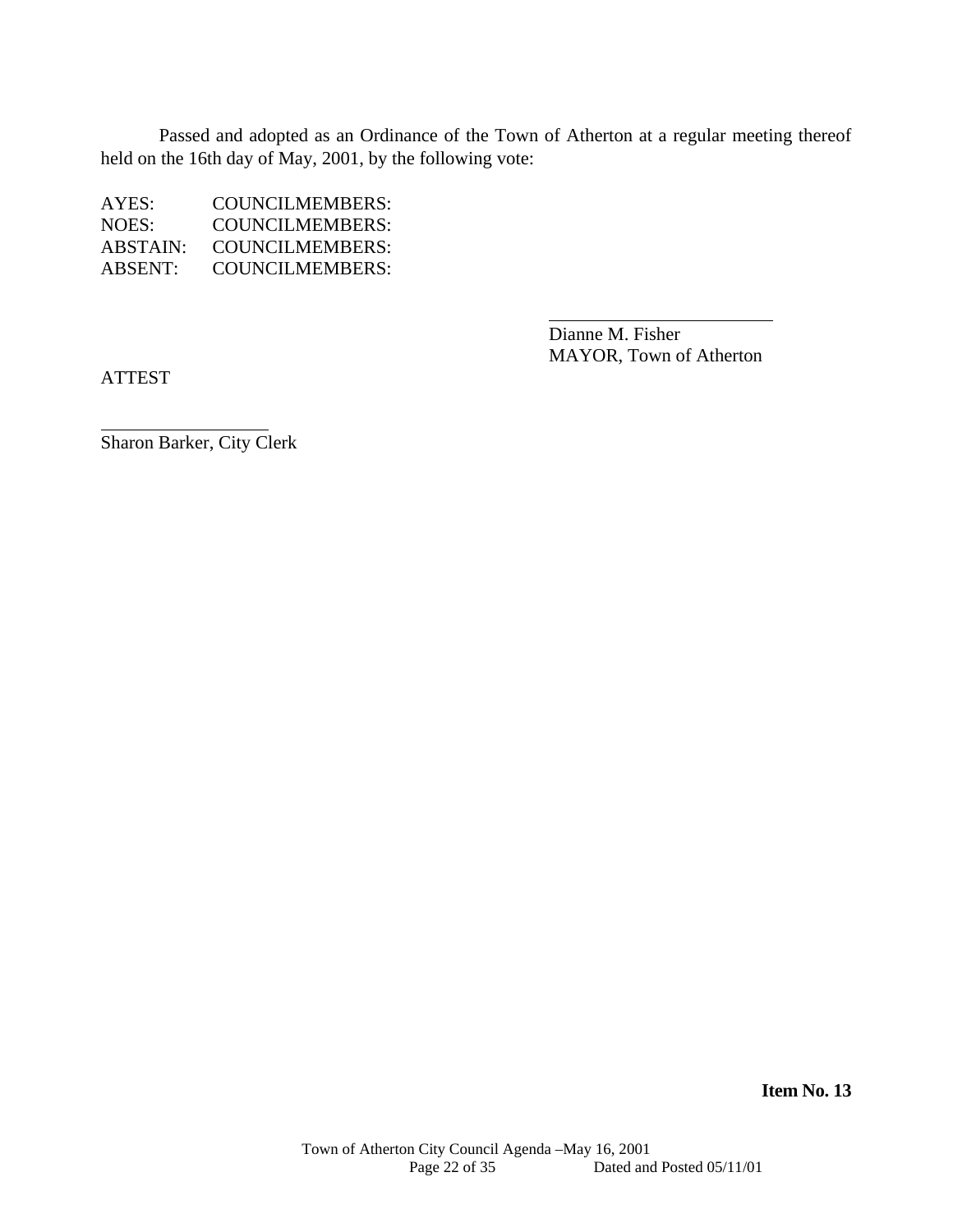Passed and adopted as an Ordinance of the Town of Atherton at a regular meeting thereof held on the 16th day of May, 2001, by the following vote:

AYES: COUNCILMEMBERS:
NOES: COUNCILMEMBERS:
ABSTAIN: COUNCILMEMBERS:
ABSENT: COUNCILMEMBERS:

\_\_\_\_\_\_\_\_\_\_\_\_\_\_\_\_\_\_\_\_\_\_\_\_
Dianne M. Fisher
MAYOR, Town of Atherton

ATTEST

\_\_\_\_\_\_\_\_\_\_\_\_\_\_\_\_\_\_\_\_
Sharon Barker, City Clerk

**Item No. 13**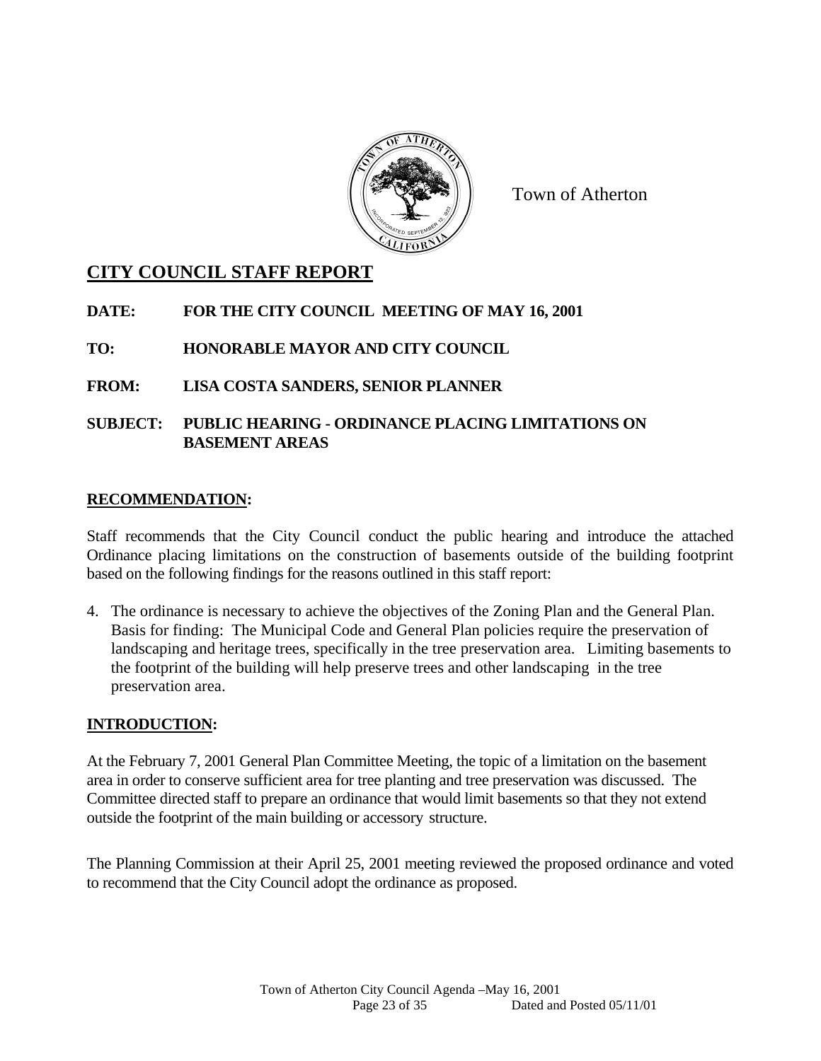Town of Atherton

## CITY COUNCIL STAFF REPORT

**DATE:** **FOR THE CITY COUNCIL MEETING OF MAY 16, 2001**

**TO:** **HONORABLE MAYOR AND CITY COUNCIL**

**FROM:** **LISA COSTA SANDERS, SENIOR PLANNER**

**SUBJECT:** **PUBLIC HEARING - ORDINANCE PLACING LIMITATIONS ON BASEMENT AREAS**

### RECOMMENDATION:

Staff recommends that the City Council conduct the public hearing and introduce the attached Ordinance placing limitations on the construction of basements outside of the building footprint based on the following findings for the reasons outlined in this staff report:

4. The ordinance is necessary to achieve the objectives of the Zoning Plan and the General Plan. Basis for finding: The Municipal Code and General Plan policies require the preservation of landscaping and heritage trees, specifically in the tree preservation area. Limiting basements to the footprint of the building will help preserve trees and other landscaping in the tree preservation area.

### INTRODUCTION:

At the February 7, 2001 General Plan Committee Meeting, the topic of a limitation on the basement area in order to conserve sufficient area for tree planting and tree preservation was discussed. The Committee directed staff to prepare an ordinance that would limit basements so that they not extend outside the footprint of the main building or accessory structure.

The Planning Commission at their April 25, 2001 meeting reviewed the proposed ordinance and voted to recommend that the City Council adopt the ordinance as proposed.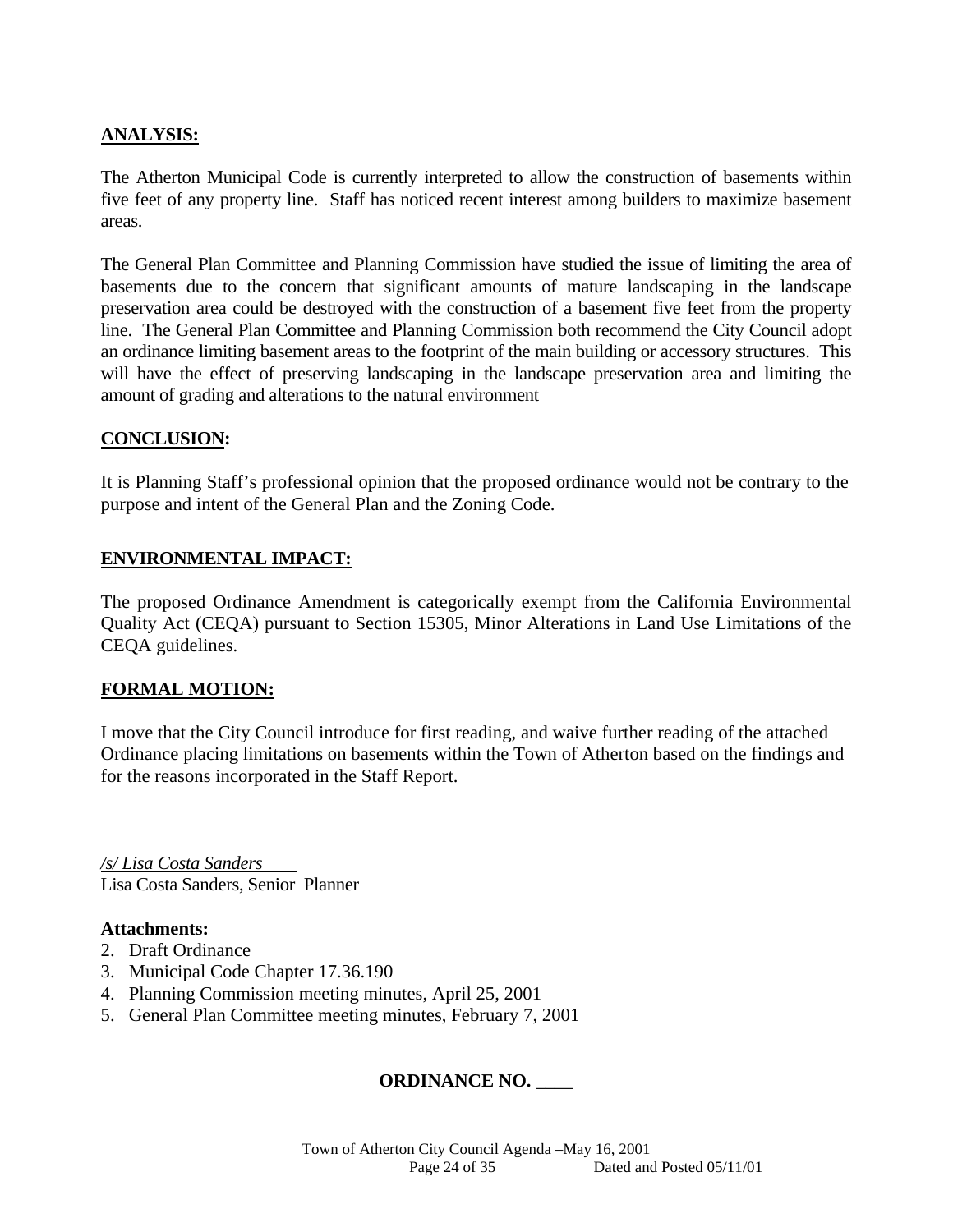## ANALYSIS:

The Atherton Municipal Code is currently interpreted to allow the construction of basements within five feet of any property line. Staff has noticed recent interest among builders to maximize basement areas.

The General Plan Committee and Planning Commission have studied the issue of limiting the area of basements due to the concern that significant amounts of mature landscaping in the landscape preservation area could be destroyed with the construction of a basement five feet from the property line. The General Plan Committee and Planning Commission both recommend the City Council adopt an ordinance limiting basement areas to the footprint of the main building or accessory structures. This will have the effect of preserving landscaping in the landscape preservation area and limiting the amount of grading and alterations to the natural environment

## CONCLUSION:

It is Planning Staff's professional opinion that the proposed ordinance would not be contrary to the purpose and intent of the General Plan and the Zoning Code.

## ENVIRONMENTAL IMPACT:

The proposed Ordinance Amendment is categorically exempt from the California Environmental Quality Act (CEQA) pursuant to Section 15305, Minor Alterations in Land Use Limitations of the CEQA guidelines.

## FORMAL MOTION:

I move that the City Council introduce for first reading, and waive further reading of the attached Ordinance placing limitations on basements within the Town of Atherton based on the findings and for the reasons incorporated in the Staff Report.

*/s/ Lisa Costa Sanders*
Lisa Costa Sanders, Senior Planner

**Attachments:**

2. Draft Ordinance
3. Municipal Code Chapter 17.36.190
4. Planning Commission meeting minutes, April 25, 2001
5. General Plan Committee meeting minutes, February 7, 2001

**ORDINANCE NO. \_\_\_\_**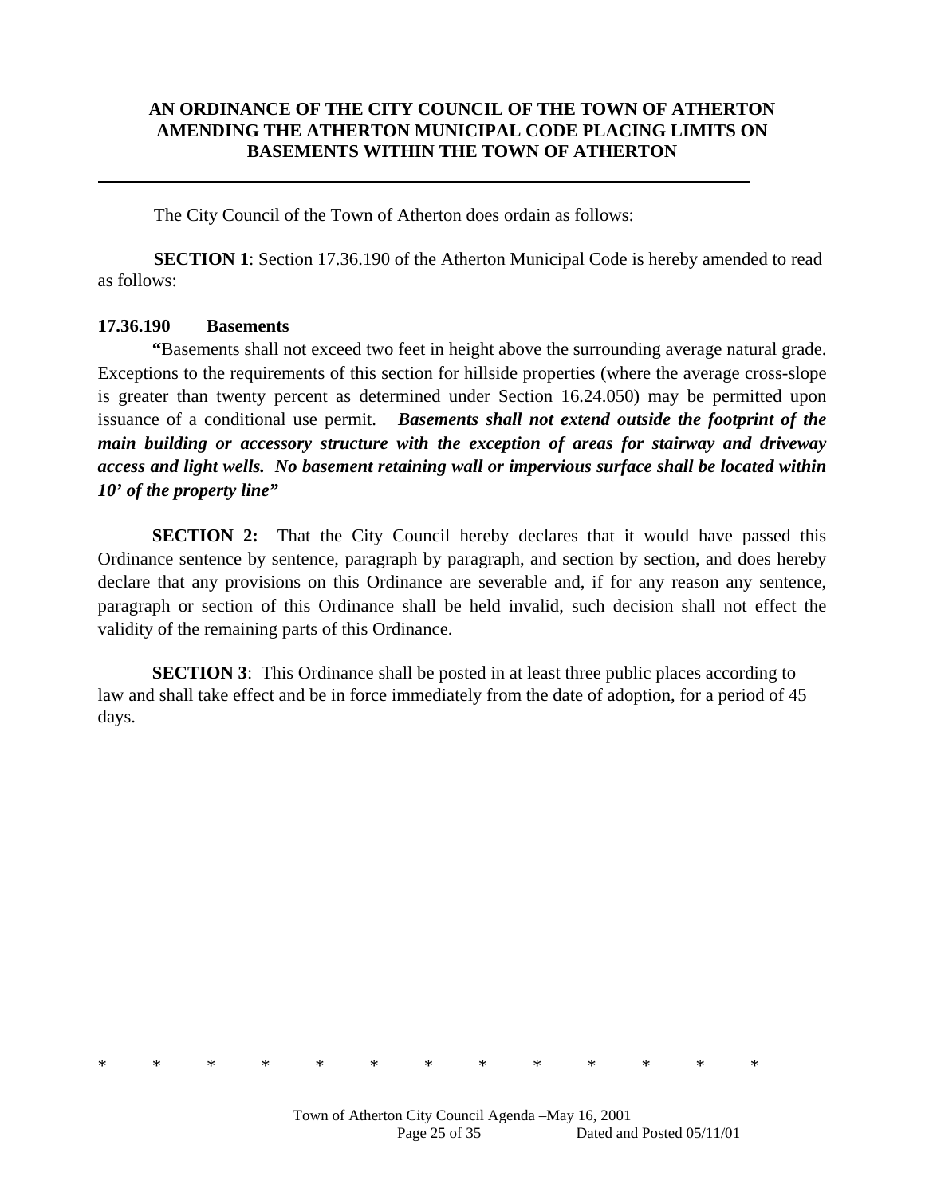**AN ORDINANCE OF THE CITY COUNCIL OF THE TOWN OF ATHERTON AMENDING THE ATHERTON MUNICIPAL CODE PLACING LIMITS ON BASEMENTS WITHIN THE TOWN OF ATHERTON**

---

The City Council of the Town of Atherton does ordain as follows:

**SECTION 1**: Section 17.36.190 of the Atherton Municipal Code is hereby amended to read as follows:

**17.36.190 Basements**

**"**Basements shall not exceed two feet in height above the surrounding average natural grade. Exceptions to the requirements of this section for hillside properties (where the average cross-slope is greater than twenty percent as determined under Section 16.24.050) may be permitted upon issuance of a conditional use permit. ***Basements shall not extend outside the footprint of the main building or accessory structure with the exception of areas for stairway and driveway access and light wells. No basement retaining wall or impervious surface shall be located within 10' of the property line"***

**SECTION 2:** That the City Council hereby declares that it would have passed this Ordinance sentence by sentence, paragraph by paragraph, and section by section, and does hereby declare that any provisions on this Ordinance are severable and, if for any reason any sentence, paragraph or section of this Ordinance shall be held invalid, such decision shall not effect the validity of the remaining parts of this Ordinance.

**SECTION 3**: This Ordinance shall be posted in at least three public places according to law and shall take effect and be in force immediately from the date of adoption, for a period of 45 days.

* * * * * * * * * * * * *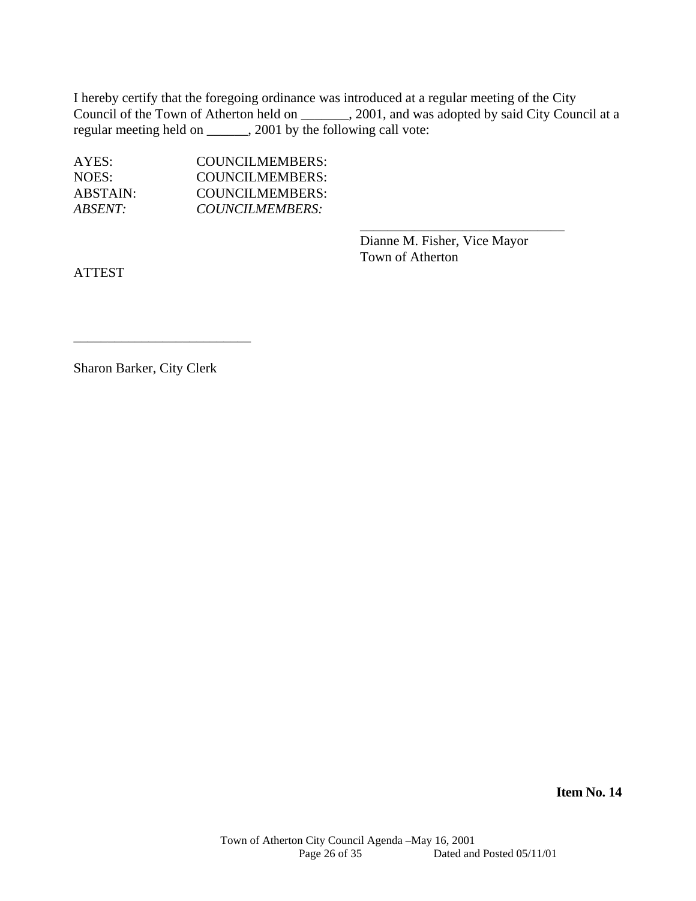I hereby certify that the foregoing ordinance was introduced at a regular meeting of the City Council of the Town of Atherton held on _______, 2001, and was adopted by said City Council at a regular meeting held on ______, 2001 by the following call vote:

AYES: COUNCILMEMBERS:
NOES: COUNCILMEMBERS:
ABSTAIN: COUNCILMEMBERS:
*ABSENT: COUNCILMEMBERS:*

_______________________________
Dianne M. Fisher, Vice Mayor
Town of Atherton

ATTEST

__________________________

Sharon Barker, City Clerk

**Item No. 14**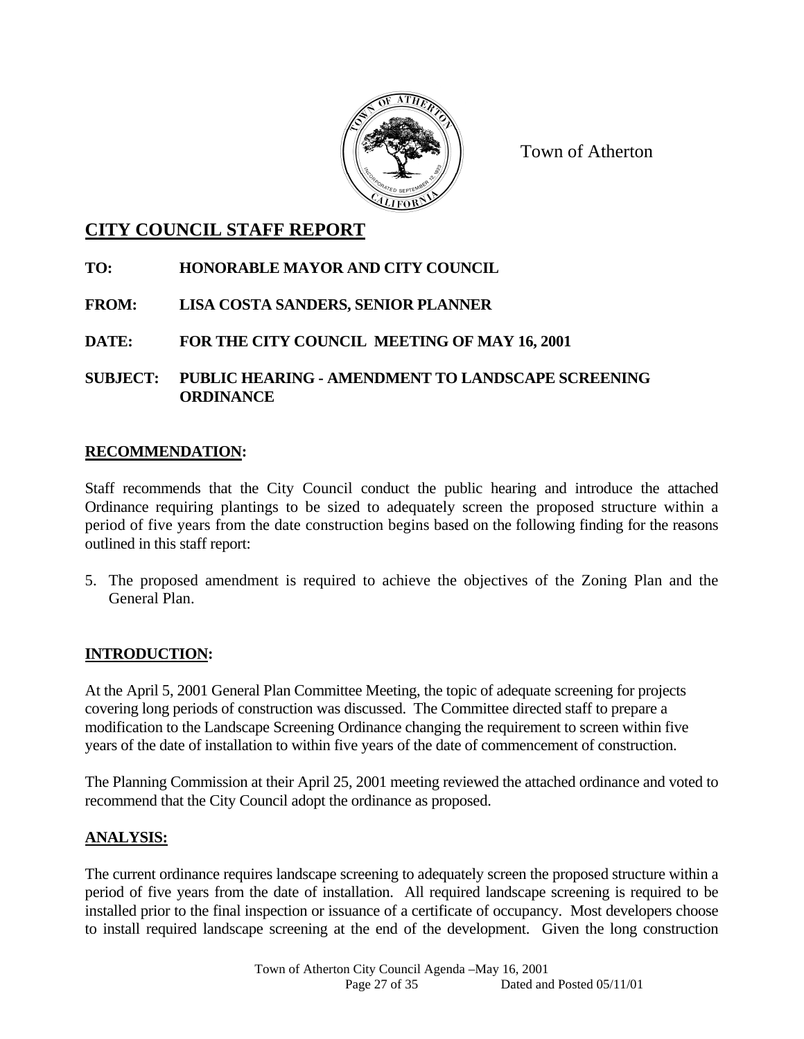Town of Atherton

## CITY COUNCIL STAFF REPORT

**TO: HONORABLE MAYOR AND CITY COUNCIL**

**FROM: LISA COSTA SANDERS, SENIOR PLANNER**

**DATE: FOR THE CITY COUNCIL MEETING OF MAY 16, 2001**

**SUBJECT: PUBLIC HEARING - AMENDMENT TO LANDSCAPE SCREENING ORDINANCE**

### RECOMMENDATION:

Staff recommends that the City Council conduct the public hearing and introduce the attached Ordinance requiring plantings to be sized to adequately screen the proposed structure within a period of five years from the date construction begins based on the following finding for the reasons outlined in this staff report:

5. The proposed amendment is required to achieve the objectives of the Zoning Plan and the General Plan.

### INTRODUCTION:

At the April 5, 2001 General Plan Committee Meeting, the topic of adequate screening for projects covering long periods of construction was discussed. The Committee directed staff to prepare a modification to the Landscape Screening Ordinance changing the requirement to screen within five years of the date of installation to within five years of the date of commencement of construction.

The Planning Commission at their April 25, 2001 meeting reviewed the attached ordinance and voted to recommend that the City Council adopt the ordinance as proposed.

### ANALYSIS:

The current ordinance requires landscape screening to adequately screen the proposed structure within a period of five years from the date of installation. All required landscape screening is required to be installed prior to the final inspection or issuance of a certificate of occupancy. Most developers choose to install required landscape screening at the end of the development. Given the long construction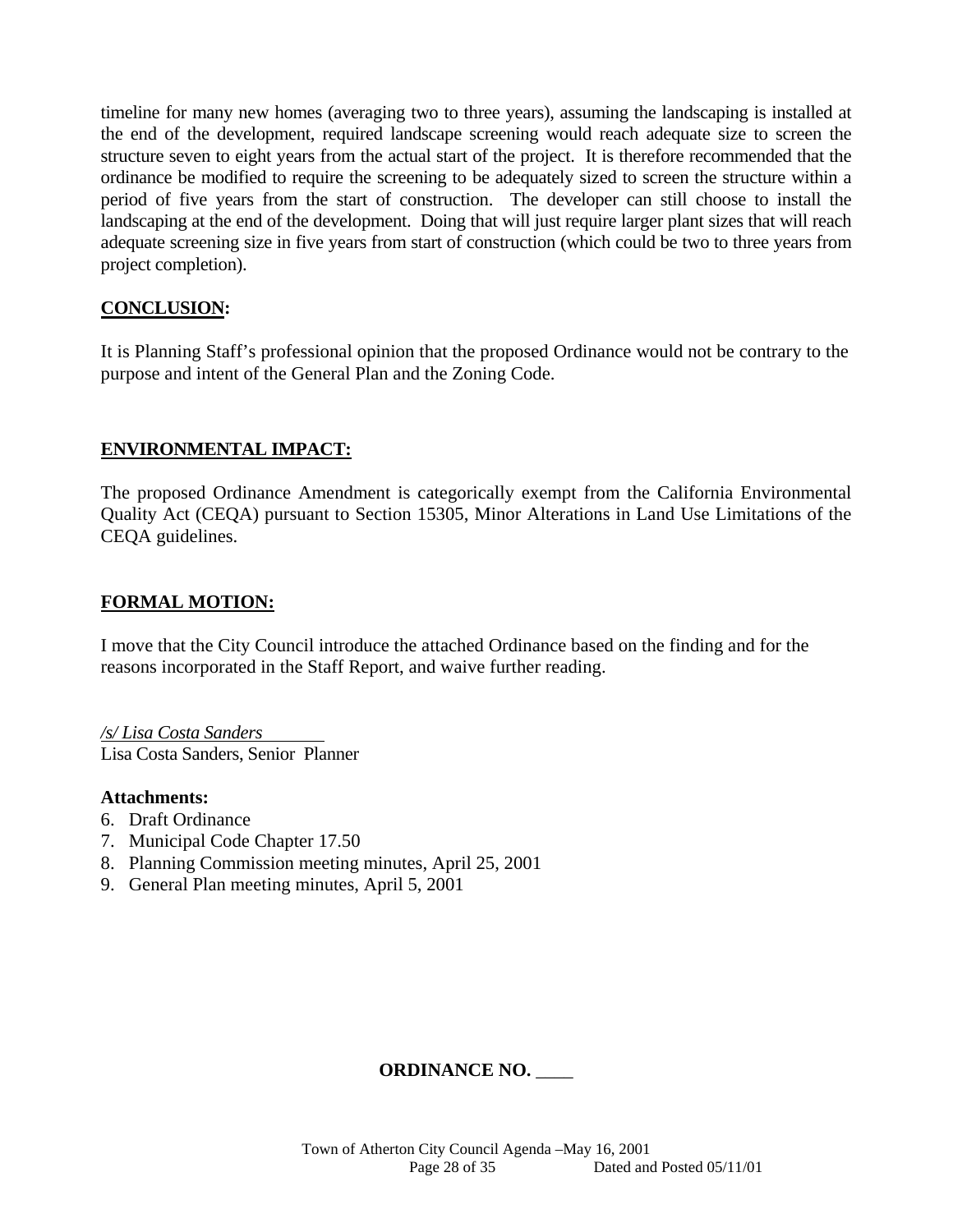timeline for many new homes (averaging two to three years), assuming the landscaping is installed at the end of the development, required landscape screening would reach adequate size to screen the structure seven to eight years from the actual start of the project. It is therefore recommended that the ordinance be modified to require the screening to be adequately sized to screen the structure within a period of five years from the start of construction. The developer can still choose to install the landscaping at the end of the development. Doing that will just require larger plant sizes that will reach adequate screening size in five years from start of construction (which could be two to three years from project completion).

## **CONCLUSION:**

It is Planning Staff's professional opinion that the proposed Ordinance would not be contrary to the purpose and intent of the General Plan and the Zoning Code.

## **ENVIRONMENTAL IMPACT:**

The proposed Ordinance Amendment is categorically exempt from the California Environmental Quality Act (CEQA) pursuant to Section 15305, Minor Alterations in Land Use Limitations of the CEQA guidelines.

## **FORMAL MOTION:**

I move that the City Council introduce the attached Ordinance based on the finding and for the reasons incorporated in the Staff Report, and waive further reading.

*/s/ Lisa Costa Sanders*
Lisa Costa Sanders, Senior Planner

**Attachments:**

6. Draft Ordinance
7. Municipal Code Chapter 17.50
8. Planning Commission meeting minutes, April 25, 2001
9. General Plan meeting minutes, April 5, 2001

**ORDINANCE NO. ____**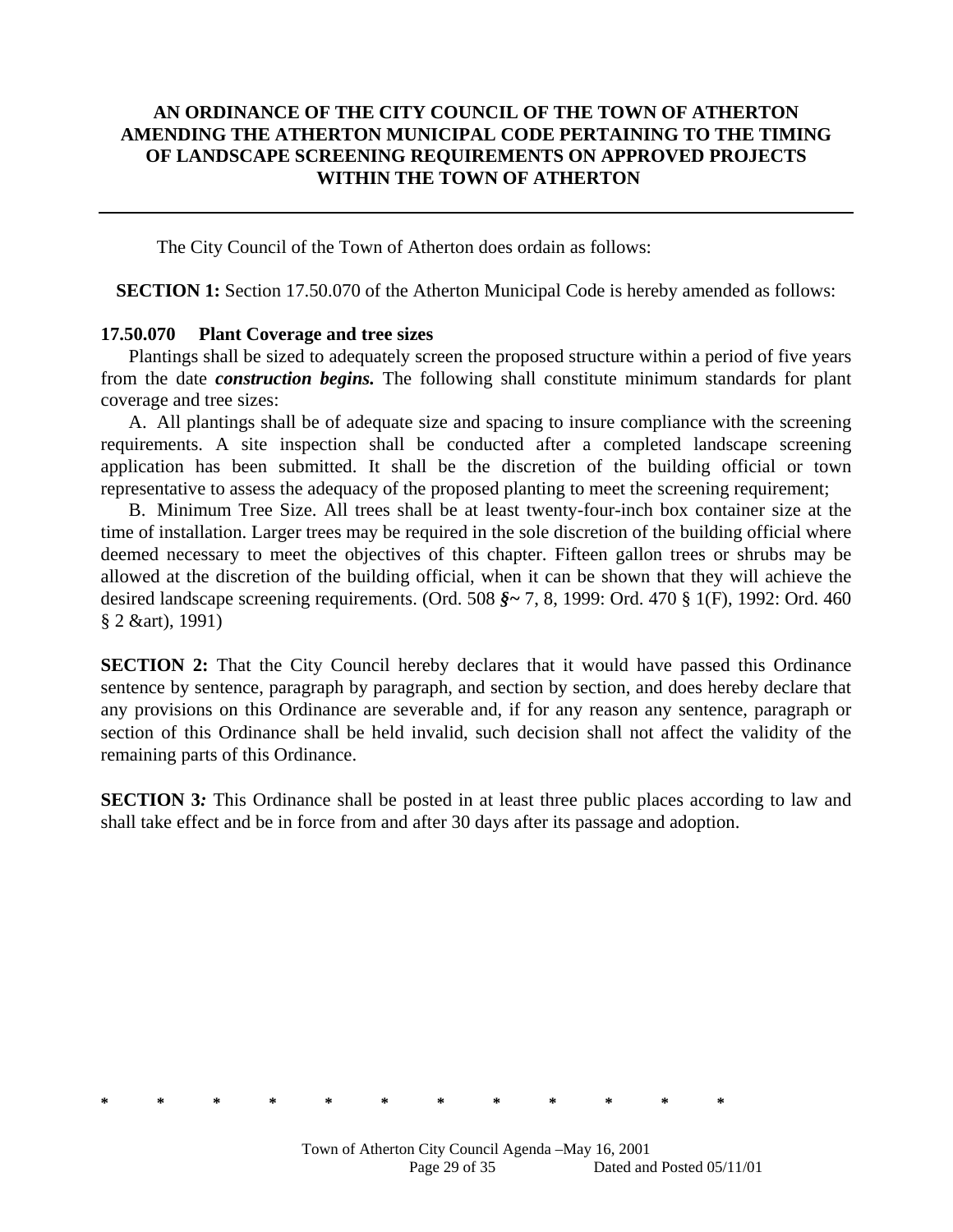**AN ORDINANCE OF THE CITY COUNCIL OF THE TOWN OF ATHERTON AMENDING THE ATHERTON MUNICIPAL CODE PERTAINING TO THE TIMING OF LANDSCAPE SCREENING REQUIREMENTS ON APPROVED PROJECTS WITHIN THE TOWN OF ATHERTON**

---

The City Council of the Town of Atherton does ordain as follows:

**SECTION 1:** Section 17.50.070 of the Atherton Municipal Code is hereby amended as follows:

**17.50.070 Plant Coverage and tree sizes**

Plantings shall be sized to adequately screen the proposed structure within a period of five years from the date ***construction begins.*** The following shall constitute minimum standards for plant coverage and tree sizes:

A. All plantings shall be of adequate size and spacing to insure compliance with the screening requirements. A site inspection shall be conducted after a completed landscape screening application has been submitted. It shall be the discretion of the building official or town representative to assess the adequacy of the proposed planting to meet the screening requirement;

B. Minimum Tree Size. All trees shall be at least twenty-four-inch box container size at the time of installation. Larger trees may be required in the sole discretion of the building official where deemed necessary to meet the objectives of this chapter. Fifteen gallon trees or shrubs may be allowed at the discretion of the building official, when it can be shown that they will achieve the desired landscape screening requirements. (Ord. 508 ***§***~ 7, 8, 1999: Ord. 470 § 1(F), 1992: Ord. 460 § 2 &art), 1991)

**SECTION 2:** That the City Council hereby declares that it would have passed this Ordinance sentence by sentence, paragraph by paragraph, and section by section, and does hereby declare that any provisions on this Ordinance are severable and, if for any reason any sentence, paragraph or section of this Ordinance shall be held invalid, such decision shall not affect the validity of the remaining parts of this Ordinance.

**SECTION 3***:* This Ordinance shall be posted in at least three public places according to law and shall take effect and be in force from and after 30 days after its passage and adoption.

\* \* \* \* \* \* \* \* \* \* \* \*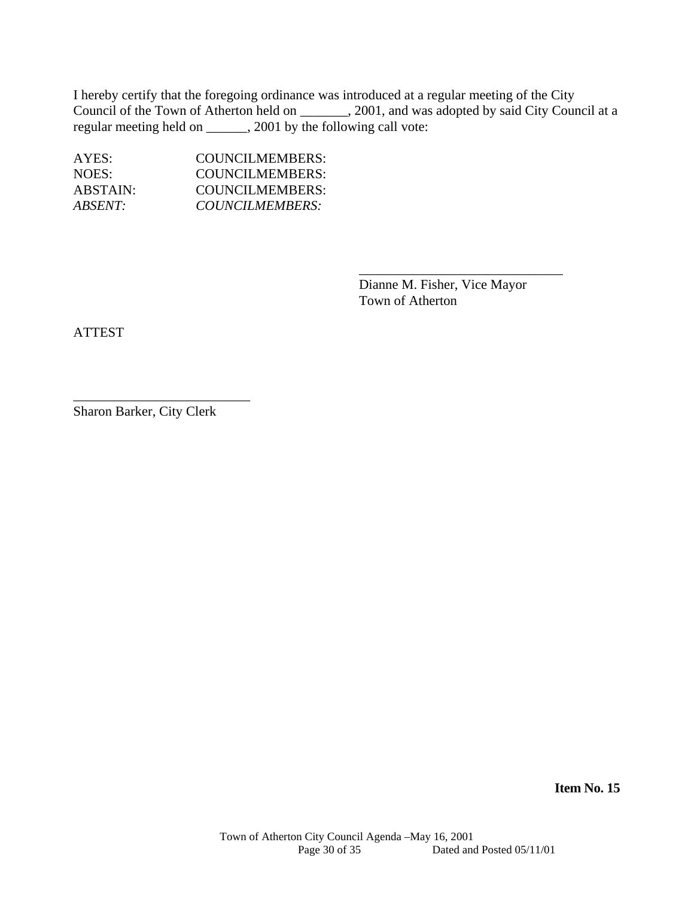I hereby certify that the foregoing ordinance was introduced at a regular meeting of the City Council of the Town of Atherton held on _______, 2001, and was adopted by said City Council at a regular meeting held on ______, 2001 by the following call vote:

| | |
|---|---|
| AYES: | COUNCILMEMBERS: |
| NOES: | COUNCILMEMBERS: |
| ABSTAIN: | COUNCILMEMBERS: |
| *ABSENT:* | *COUNCILMEMBERS:* |

______________________________
Dianne M. Fisher, Vice Mayor
Town of Atherton

ATTEST

__________________________
Sharon Barker, City Clerk

**Item No. 15**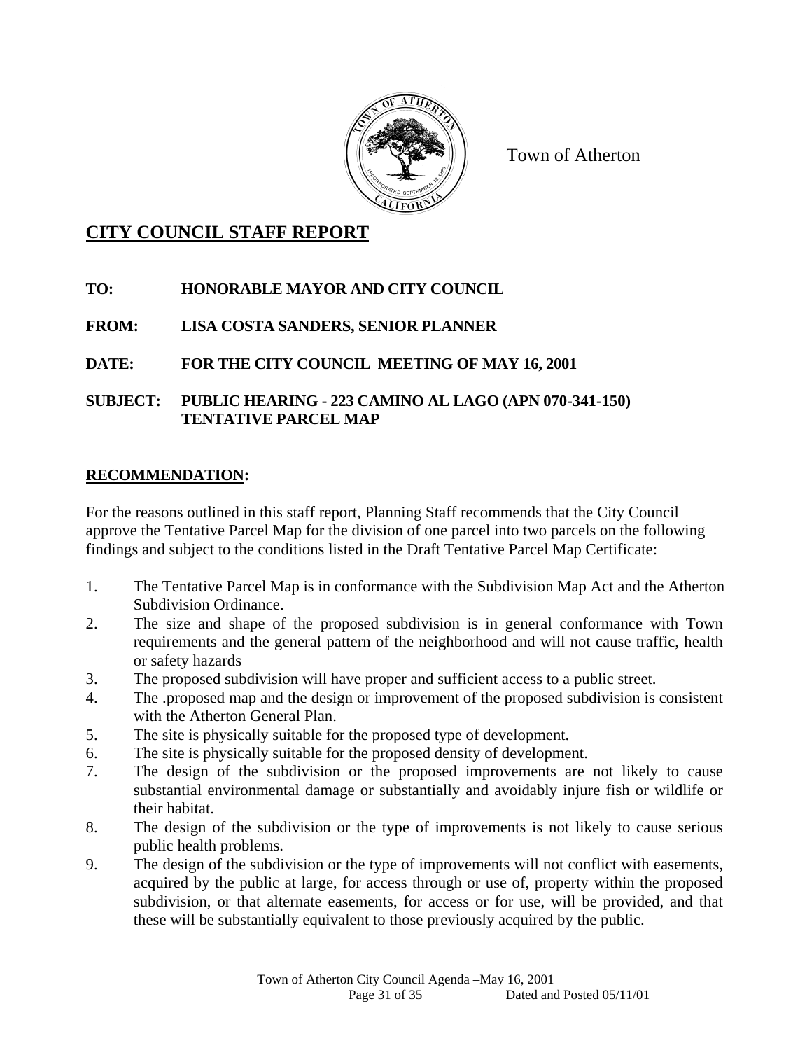Town of Atherton

# CITY COUNCIL STAFF REPORT

**TO: HONORABLE MAYOR AND CITY COUNCIL**

**FROM: LISA COSTA SANDERS, SENIOR PLANNER**

**DATE: FOR THE CITY COUNCIL MEETING OF MAY 16, 2001**

**SUBJECT: PUBLIC HEARING - 223 CAMINO AL LAGO (APN 070-341-150) TENTATIVE PARCEL MAP**

## RECOMMENDATION:

For the reasons outlined in this staff report, Planning Staff recommends that the City Council approve the Tentative Parcel Map for the division of one parcel into two parcels on the following findings and subject to the conditions listed in the Draft Tentative Parcel Map Certificate:

1. The Tentative Parcel Map is in conformance with the Subdivision Map Act and the Atherton Subdivision Ordinance.
2. The size and shape of the proposed subdivision is in general conformance with Town requirements and the general pattern of the neighborhood and will not cause traffic, health or safety hazards
3. The proposed subdivision will have proper and sufficient access to a public street.
4. The .proposed map and the design or improvement of the proposed subdivision is consistent with the Atherton General Plan.
5. The site is physically suitable for the proposed type of development.
6. The site is physically suitable for the proposed density of development.
7. The design of the subdivision or the proposed improvements are not likely to cause substantial environmental damage or substantially and avoidably injure fish or wildlife or their habitat.
8. The design of the subdivision or the type of improvements is not likely to cause serious public health problems.
9. The design of the subdivision or the type of improvements will not conflict with easements, acquired by the public at large, for access through or use of, property within the proposed subdivision, or that alternate easements, for access or for use, will be provided, and that these will be substantially equivalent to those previously acquired by the public.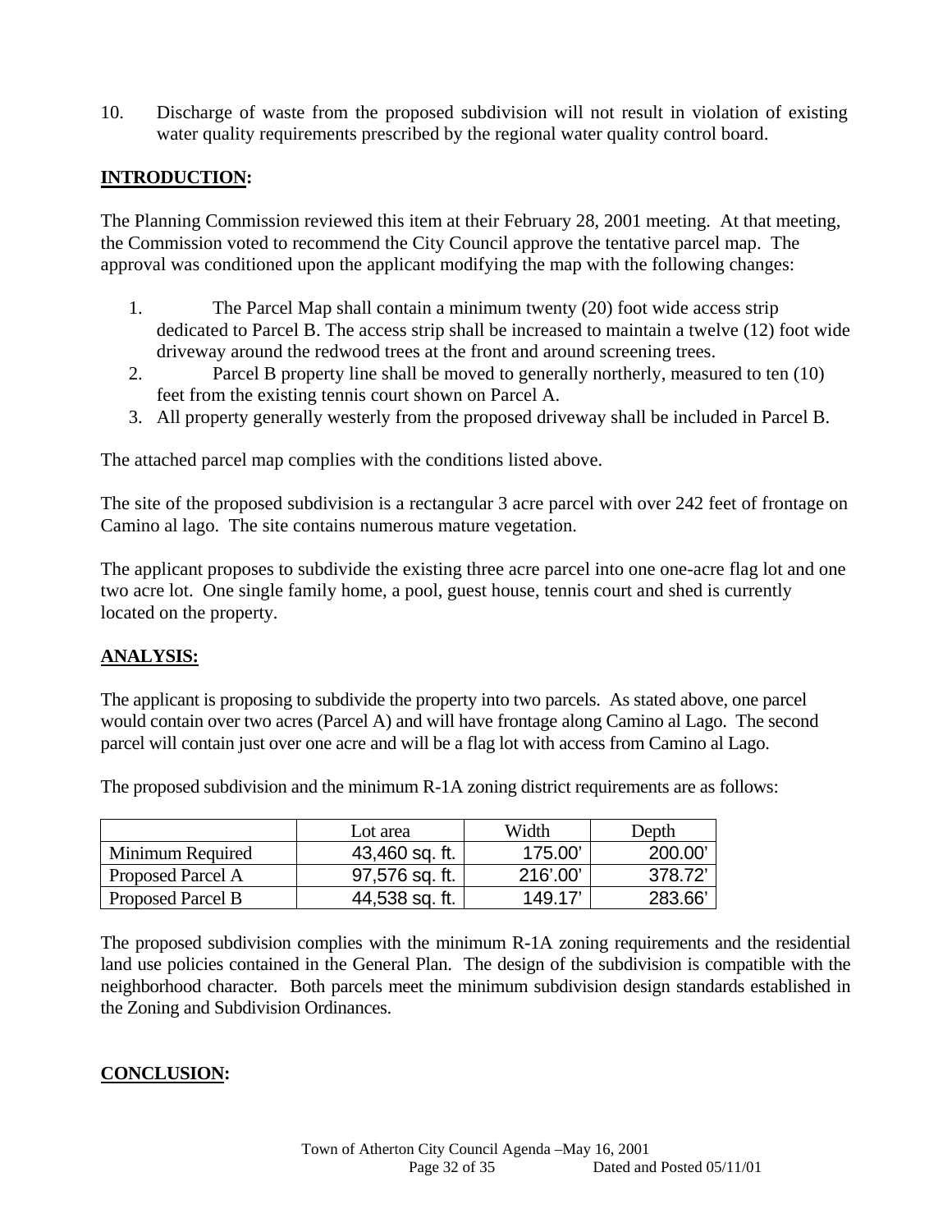10. Discharge of waste from the proposed subdivision will not result in violation of existing water quality requirements prescribed by the regional water quality control board.

**INTRODUCTION:**

The Planning Commission reviewed this item at their February 28, 2001 meeting. At that meeting, the Commission voted to recommend the City Council approve the tentative parcel map. The approval was conditioned upon the applicant modifying the map with the following changes:

1. The Parcel Map shall contain a minimum twenty (20) foot wide access strip dedicated to Parcel B. The access strip shall be increased to maintain a twelve (12) foot wide driveway around the redwood trees at the front and around screening trees.
2. Parcel B property line shall be moved to generally northerly, measured to ten (10) feet from the existing tennis court shown on Parcel A.
3. All property generally westerly from the proposed driveway shall be included in Parcel B.

The attached parcel map complies with the conditions listed above.

The site of the proposed subdivision is a rectangular 3 acre parcel with over 242 feet of frontage on Camino al lago. The site contains numerous mature vegetation.

The applicant proposes to subdivide the existing three acre parcel into one one-acre flag lot and one two acre lot. One single family home, a pool, guest house, tennis court and shed is currently located on the property.

**ANALYSIS:**

The applicant is proposing to subdivide the property into two parcels. As stated above, one parcel would contain over two acres (Parcel A) and will have frontage along Camino al Lago. The second parcel will contain just over one acre and will be a flag lot with access from Camino al Lago.

The proposed subdivision and the minimum R-1A zoning district requirements are as follows:

| | Lot area | Width | Depth |
|---|---|---|---|
| Minimum Required | 43,460 sq. ft. | 175.00' | 200.00' |
| Proposed Parcel A | 97,576 sq. ft. | 216'.00' | 378.72' |
| Proposed Parcel B | 44,538 sq. ft. | 149.17' | 283.66' |

The proposed subdivision complies with the minimum R-1A zoning requirements and the residential land use policies contained in the General Plan. The design of the subdivision is compatible with the neighborhood character. Both parcels meet the minimum subdivision design standards established in the Zoning and Subdivision Ordinances.

**CONCLUSION:**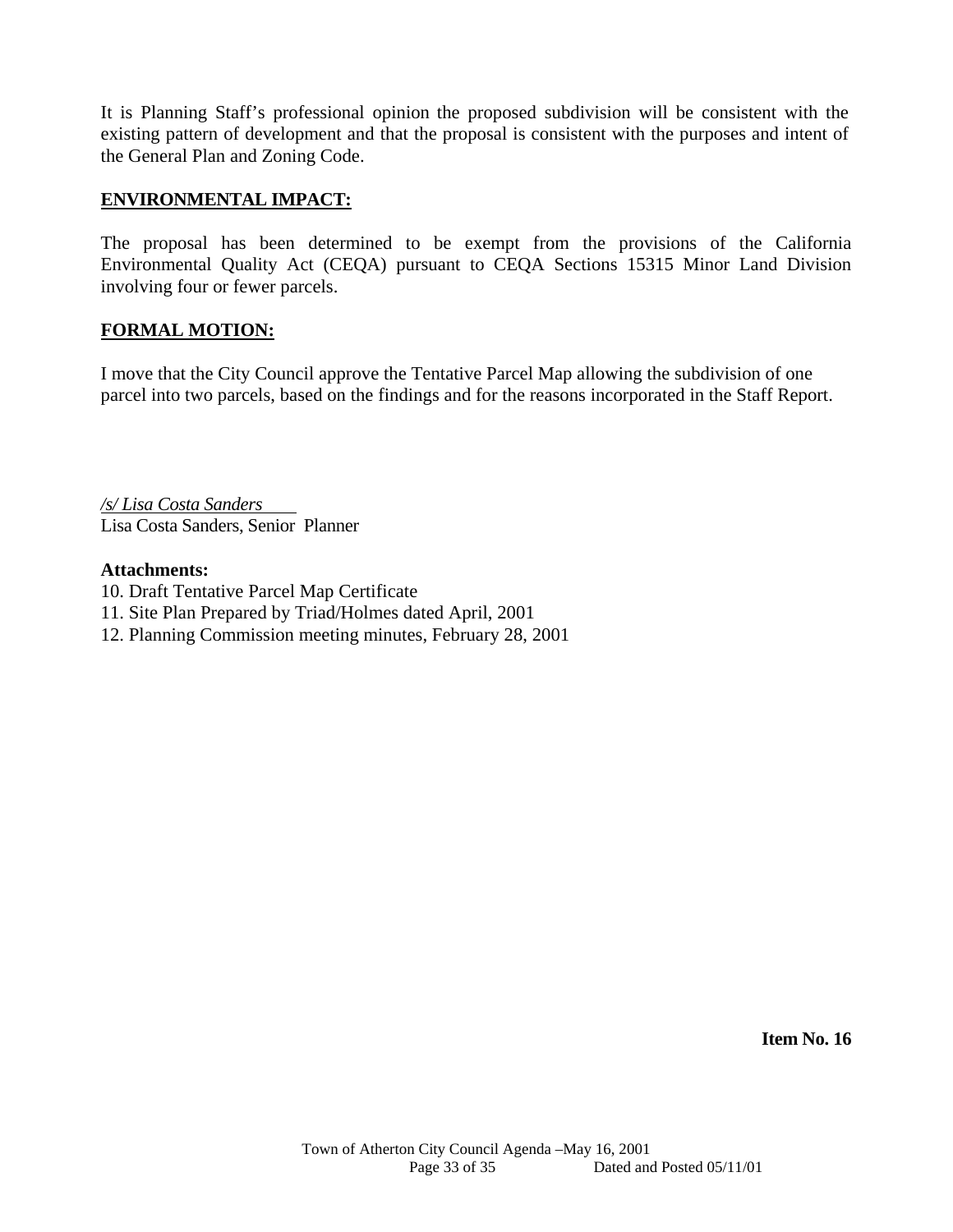It is Planning Staff's professional opinion the proposed subdivision will be consistent with the existing pattern of development and that the proposal is consistent with the purposes and intent of the General Plan and Zoning Code.

## ENVIRONMENTAL IMPACT:

The proposal has been determined to be exempt from the provisions of the California Environmental Quality Act (CEQA) pursuant to CEQA Sections 15315 Minor Land Division involving four or fewer parcels.

## FORMAL MOTION:

I move that the City Council approve the Tentative Parcel Map allowing the subdivision of one parcel into two parcels, based on the findings and for the reasons incorporated in the Staff Report.

*/s/ Lisa Costa Sanders*
Lisa Costa Sanders, Senior Planner

**Attachments:**
10. Draft Tentative Parcel Map Certificate
11. Site Plan Prepared by Triad/Holmes dated April, 2001
12. Planning Commission meeting minutes, February 28, 2001

**Item No. 16**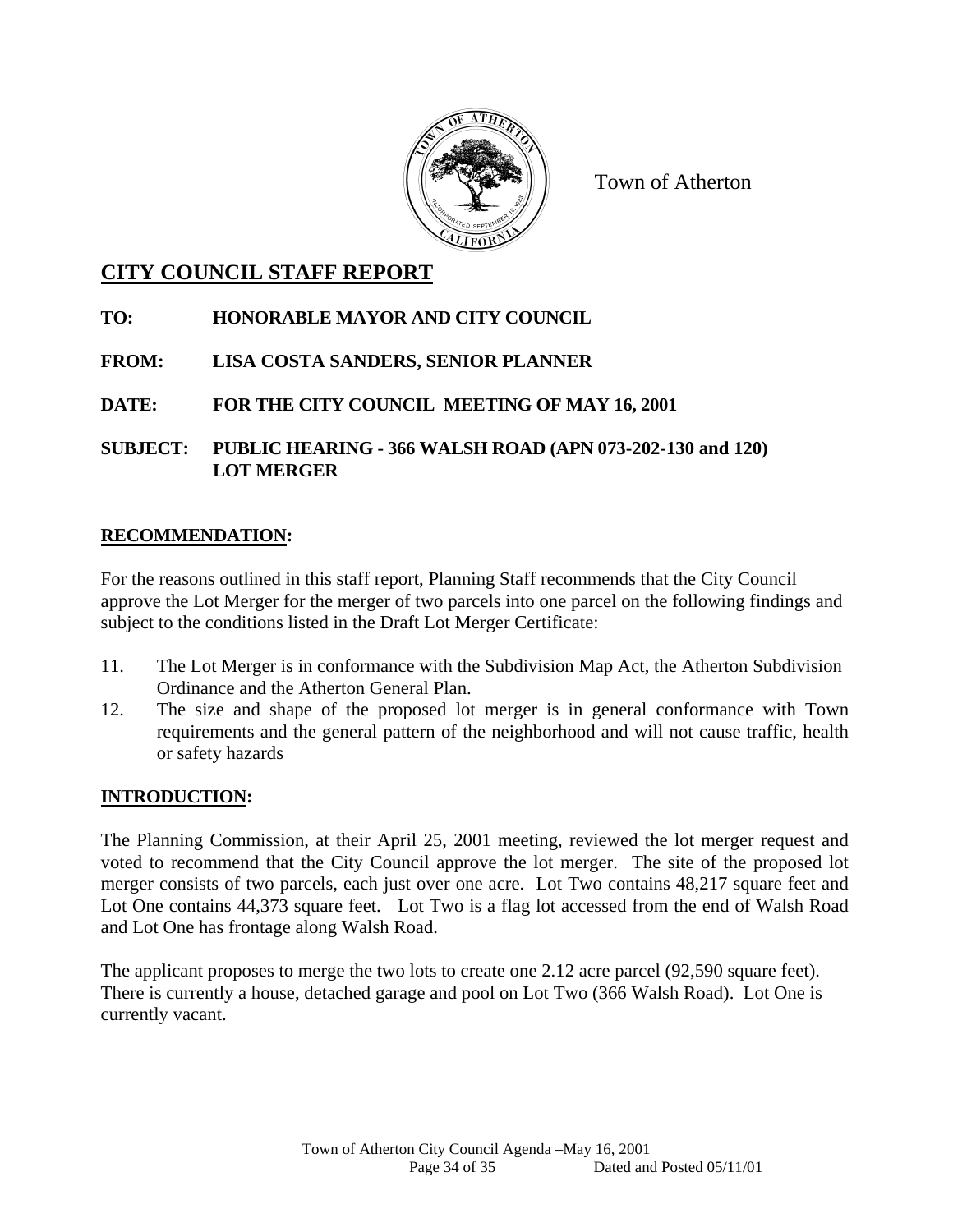Town of Atherton

# CITY COUNCIL STAFF REPORT

**TO:** **HONORABLE MAYOR AND CITY COUNCIL**

**FROM:** **LISA COSTA SANDERS, SENIOR PLANNER**

**DATE:** **FOR THE CITY COUNCIL MEETING OF MAY 16, 2001**

**SUBJECT:** **PUBLIC HEARING - 366 WALSH ROAD (APN 073-202-130 and 120) LOT MERGER**

## RECOMMENDATION:

For the reasons outlined in this staff report, Planning Staff recommends that the City Council approve the Lot Merger for the merger of two parcels into one parcel on the following findings and subject to the conditions listed in the Draft Lot Merger Certificate:

11. The Lot Merger is in conformance with the Subdivision Map Act, the Atherton Subdivision Ordinance and the Atherton General Plan.
12. The size and shape of the proposed lot merger is in general conformance with Town requirements and the general pattern of the neighborhood and will not cause traffic, health or safety hazards

## INTRODUCTION:

The Planning Commission, at their April 25, 2001 meeting, reviewed the lot merger request and voted to recommend that the City Council approve the lot merger. The site of the proposed lot merger consists of two parcels, each just over one acre. Lot Two contains 48,217 square feet and Lot One contains 44,373 square feet. Lot Two is a flag lot accessed from the end of Walsh Road and Lot One has frontage along Walsh Road.

The applicant proposes to merge the two lots to create one 2.12 acre parcel (92,590 square feet). There is currently a house, detached garage and pool on Lot Two (366 Walsh Road). Lot One is currently vacant.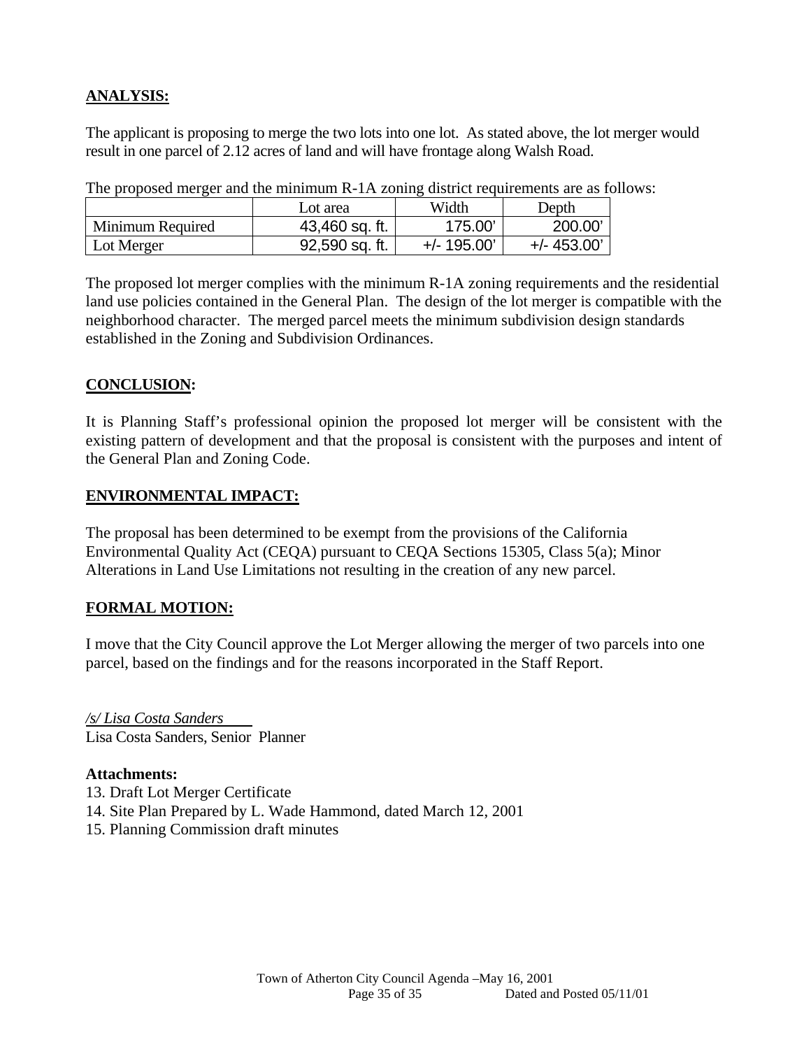**ANALYSIS:**

The applicant is proposing to merge the two lots into one lot. As stated above, the lot merger would result in one parcel of 2.12 acres of land and will have frontage along Walsh Road.

The proposed merger and the minimum R-1A zoning district requirements are as follows:

| | Lot area | Width | Depth |
|---|---|---|---|
| Minimum Required | 43,460 sq. ft. | 175.00' | 200.00' |
| Lot Merger | 92,590 sq. ft. | +/- 195.00' | +/- 453.00' |

The proposed lot merger complies with the minimum R-1A zoning requirements and the residential land use policies contained in the General Plan. The design of the lot merger is compatible with the neighborhood character. The merged parcel meets the minimum subdivision design standards established in the Zoning and Subdivision Ordinances.

**CONCLUSION:**

It is Planning Staff's professional opinion the proposed lot merger will be consistent with the existing pattern of development and that the proposal is consistent with the purposes and intent of the General Plan and Zoning Code.

**ENVIRONMENTAL IMPACT:**

The proposal has been determined to be exempt from the provisions of the California Environmental Quality Act (CEQA) pursuant to CEQA Sections 15305, Class 5(a); Minor Alterations in Land Use Limitations not resulting in the creation of any new parcel.

**FORMAL MOTION:**

I move that the City Council approve the Lot Merger allowing the merger of two parcels into one parcel, based on the findings and for the reasons incorporated in the Staff Report.

*/s/ Lisa Costa Sanders*
Lisa Costa Sanders, Senior Planner

**Attachments:**

13. Draft Lot Merger Certificate
14. Site Plan Prepared by L. Wade Hammond, dated March 12, 2001
15. Planning Commission draft minutes